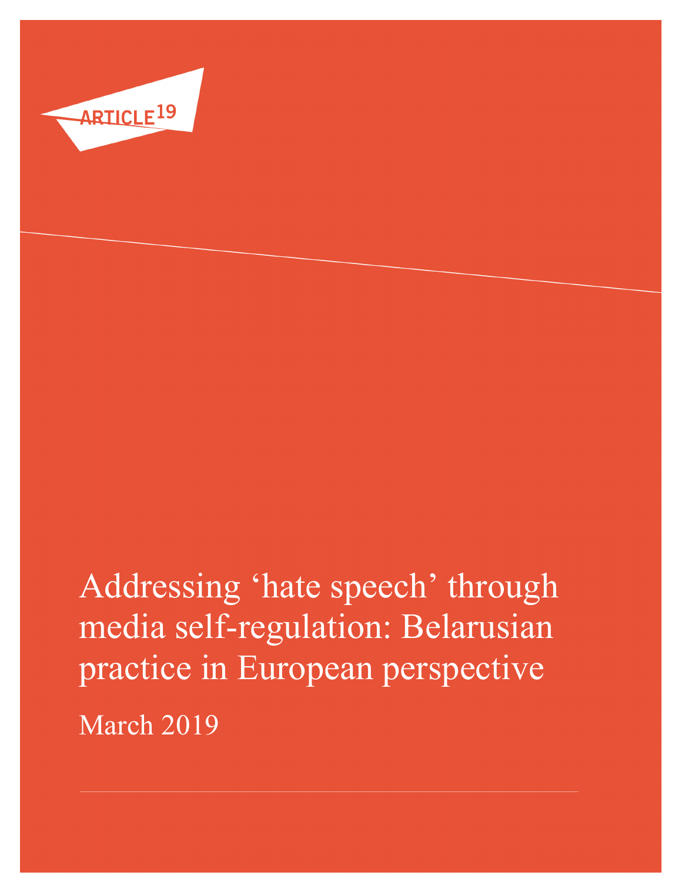ARTICLE 19

# Addressing 'hate speech' through media self-regulation: Belarusian practice in European perspective

March 2019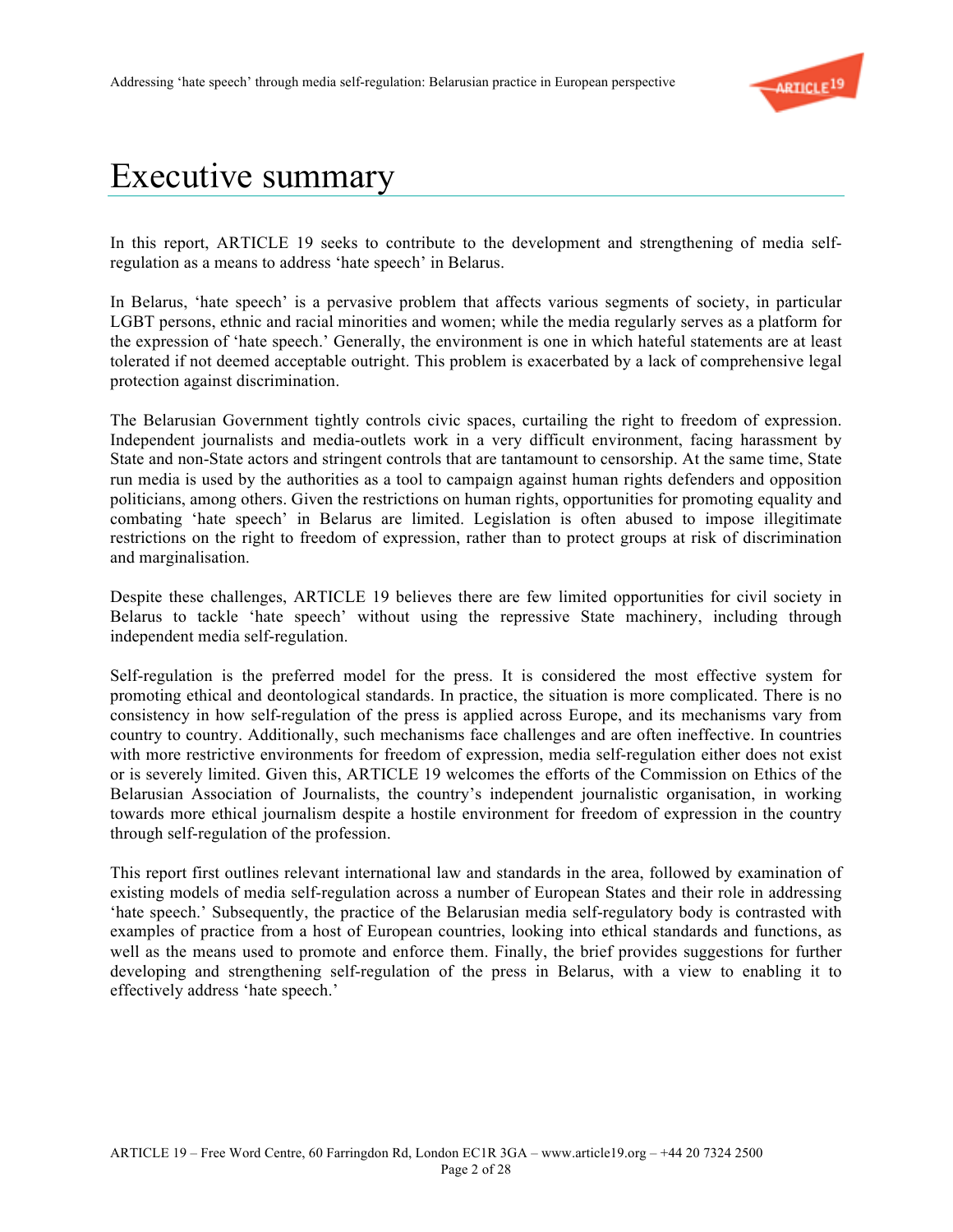# Executive summary

In this report, ARTICLE 19 seeks to contribute to the development and strengthening of media self-regulation as a means to address 'hate speech' in Belarus.

In Belarus, 'hate speech' is a pervasive problem that affects various segments of society, in particular LGBT persons, ethnic and racial minorities and women; while the media regularly serves as a platform for the expression of 'hate speech.' Generally, the environment is one in which hateful statements are at least tolerated if not deemed acceptable outright. This problem is exacerbated by a lack of comprehensive legal protection against discrimination.

The Belarusian Government tightly controls civic spaces, curtailing the right to freedom of expression. Independent journalists and media-outlets work in a very difficult environment, facing harassment by State and non-State actors and stringent controls that are tantamount to censorship. At the same time, State run media is used by the authorities as a tool to campaign against human rights defenders and opposition politicians, among others. Given the restrictions on human rights, opportunities for promoting equality and combating 'hate speech' in Belarus are limited. Legislation is often abused to impose illegitimate restrictions on the right to freedom of expression, rather than to protect groups at risk of discrimination and marginalisation.

Despite these challenges, ARTICLE 19 believes there are few limited opportunities for civil society in Belarus to tackle 'hate speech' without using the repressive State machinery, including through independent media self-regulation.

Self-regulation is the preferred model for the press. It is considered the most effective system for promoting ethical and deontological standards. In practice, the situation is more complicated. There is no consistency in how self-regulation of the press is applied across Europe, and its mechanisms vary from country to country. Additionally, such mechanisms face challenges and are often ineffective. In countries with more restrictive environments for freedom of expression, media self-regulation either does not exist or is severely limited. Given this, ARTICLE 19 welcomes the efforts of the Commission on Ethics of the Belarusian Association of Journalists, the country's independent journalistic organisation, in working towards more ethical journalism despite a hostile environment for freedom of expression in the country through self-regulation of the profession.

This report first outlines relevant international law and standards in the area, followed by examination of existing models of media self-regulation across a number of European States and their role in addressing 'hate speech.' Subsequently, the practice of the Belarusian media self-regulatory body is contrasted with examples of practice from a host of European countries, looking into ethical standards and functions, as well as the means used to promote and enforce them. Finally, the brief provides suggestions for further developing and strengthening self-regulation of the press in Belarus, with a view to enabling it to effectively address 'hate speech.'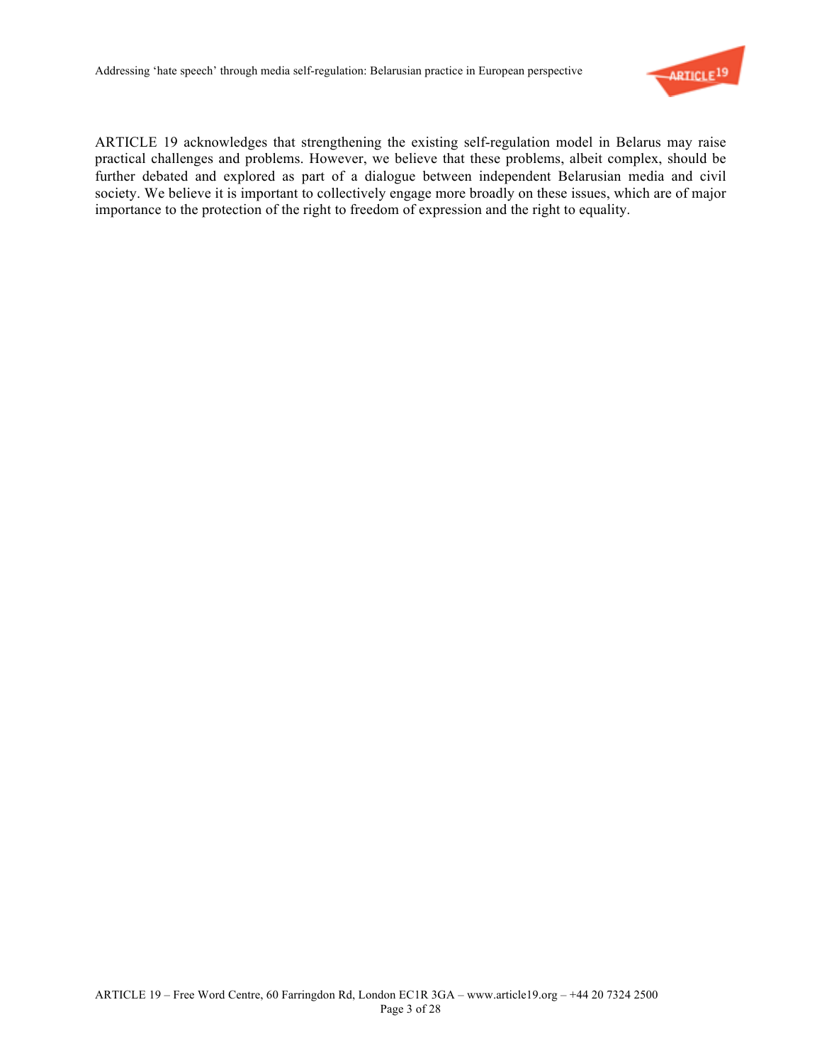ARTICLE 19 acknowledges that strengthening the existing self-regulation model in Belarus may raise practical challenges and problems. However, we believe that these problems, albeit complex, should be further debated and explored as part of a dialogue between independent Belarusian media and civil society. We believe it is important to collectively engage more broadly on these issues, which are of major importance to the protection of the right to freedom of expression and the right to equality.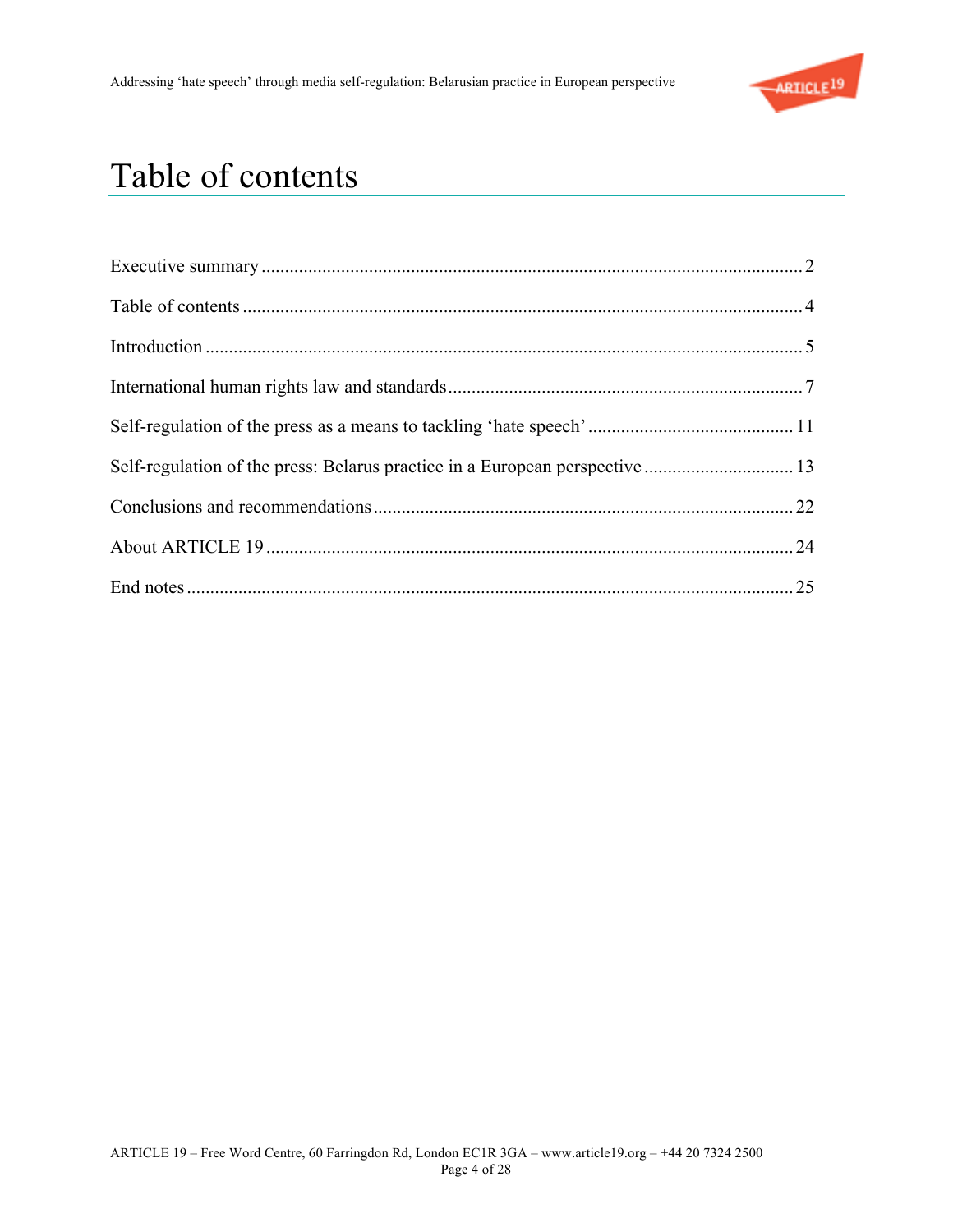# Table of contents

Executive summary .......... 2

Table of contents .......... 4

Introduction .......... 5

International human rights law and standards .......... 7

Self-regulation of the press as a means to tackling ‘hate speech’ .......... 11

Self-regulation of the press: Belarus practice in a European perspective .......... 13

Conclusions and recommendations .......... 22

About ARTICLE 19 .......... 24

End notes .......... 25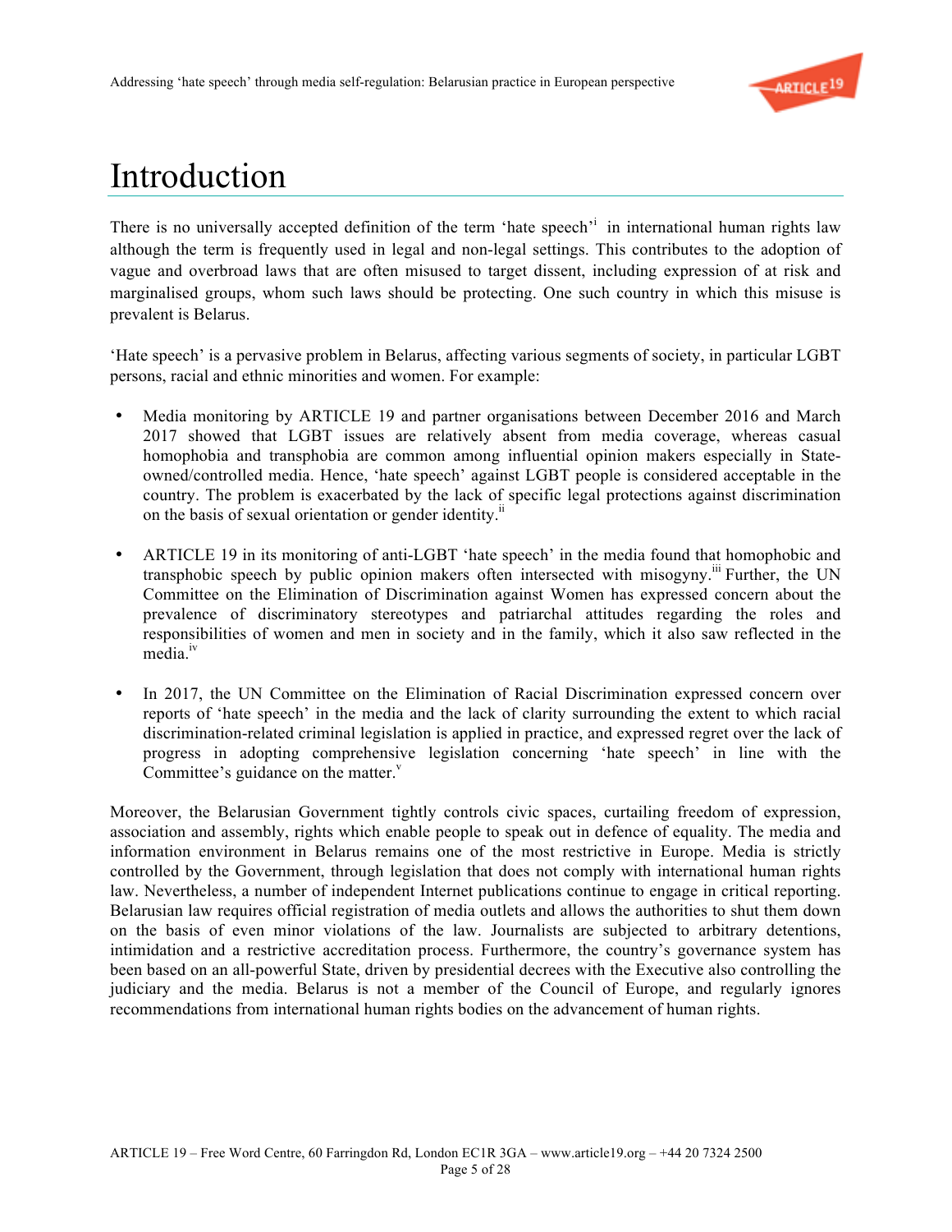# Introduction

There is no universally accepted definition of the term 'hate speech'[i] in international human rights law although the term is frequently used in legal and non-legal settings. This contributes to the adoption of vague and overbroad laws that are often misused to target dissent, including expression of at risk and marginalised groups, whom such laws should be protecting. One such country in which this misuse is prevalent is Belarus.

'Hate speech' is a pervasive problem in Belarus, affecting various segments of society, in particular LGBT persons, racial and ethnic minorities and women. For example:

- Media monitoring by ARTICLE 19 and partner organisations between December 2016 and March 2017 showed that LGBT issues are relatively absent from media coverage, whereas casual homophobia and transphobia are common among influential opinion makers especially in State-owned/controlled media. Hence, 'hate speech' against LGBT people is considered acceptable in the country. The problem is exacerbated by the lack of specific legal protections against discrimination on the basis of sexual orientation or gender identity.[ii]

- ARTICLE 19 in its monitoring of anti-LGBT 'hate speech' in the media found that homophobic and transphobic speech by public opinion makers often intersected with misogyny.[iii] Further, the UN Committee on the Elimination of Discrimination against Women has expressed concern about the prevalence of discriminatory stereotypes and patriarchal attitudes regarding the roles and responsibilities of women and men in society and in the family, which it also saw reflected in the media.[iv]

- In 2017, the UN Committee on the Elimination of Racial Discrimination expressed concern over reports of 'hate speech' in the media and the lack of clarity surrounding the extent to which racial discrimination-related criminal legislation is applied in practice, and expressed regret over the lack of progress in adopting comprehensive legislation concerning 'hate speech' in line with the Committee's guidance on the matter.[v]

Moreover, the Belarusian Government tightly controls civic spaces, curtailing freedom of expression, association and assembly, rights which enable people to speak out in defence of equality. The media and information environment in Belarus remains one of the most restrictive in Europe. Media is strictly controlled by the Government, through legislation that does not comply with international human rights law. Nevertheless, a number of independent Internet publications continue to engage in critical reporting. Belarusian law requires official registration of media outlets and allows the authorities to shut them down on the basis of even minor violations of the law. Journalists are subjected to arbitrary detentions, intimidation and a restrictive accreditation process. Furthermore, the country's governance system has been based on an all-powerful State, driven by presidential decrees with the Executive also controlling the judiciary and the media. Belarus is not a member of the Council of Europe, and regularly ignores recommendations from international human rights bodies on the advancement of human rights.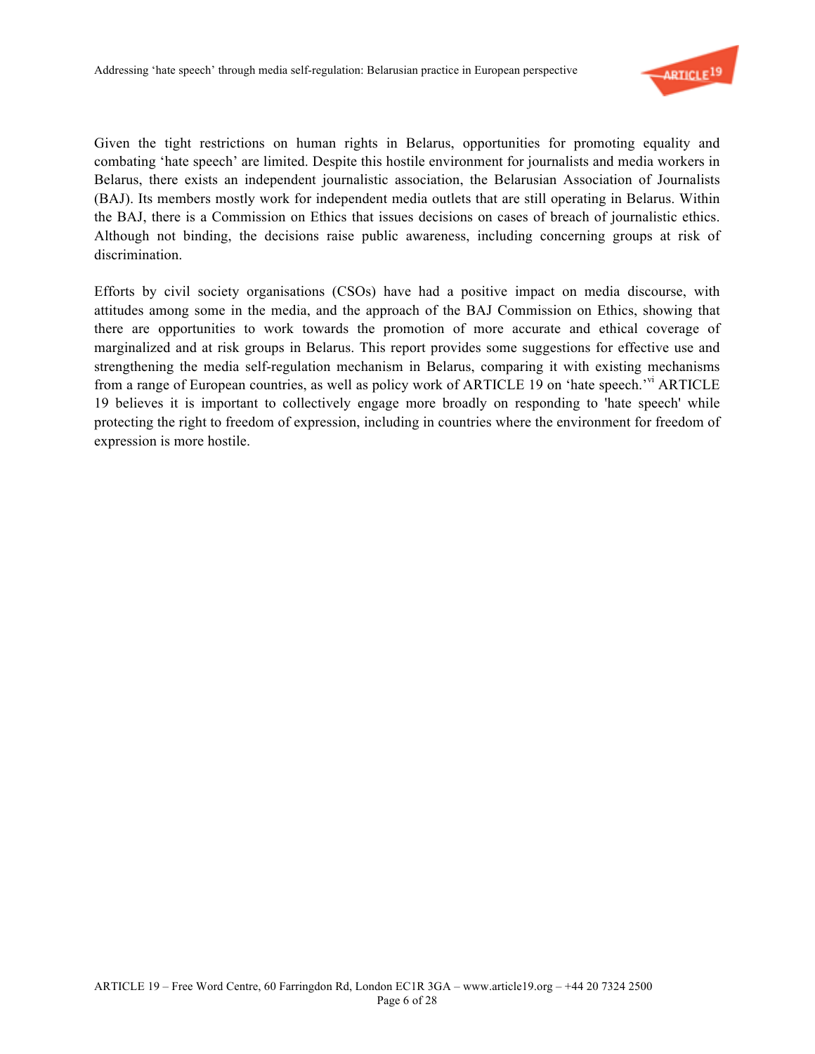Given the tight restrictions on human rights in Belarus, opportunities for promoting equality and combating 'hate speech' are limited. Despite this hostile environment for journalists and media workers in Belarus, there exists an independent journalistic association, the Belarusian Association of Journalists (BAJ). Its members mostly work for independent media outlets that are still operating in Belarus. Within the BAJ, there is a Commission on Ethics that issues decisions on cases of breach of journalistic ethics. Although not binding, the decisions raise public awareness, including concerning groups at risk of discrimination.

Efforts by civil society organisations (CSOs) have had a positive impact on media discourse, with attitudes among some in the media, and the approach of the BAJ Commission on Ethics, showing that there are opportunities to work towards the promotion of more accurate and ethical coverage of marginalized and at risk groups in Belarus. This report provides some suggestions for effective use and strengthening the media self-regulation mechanism in Belarus, comparing it with existing mechanisms from a range of European countries, as well as policy work of ARTICLE 19 on 'hate speech.'[vi] ARTICLE 19 believes it is important to collectively engage more broadly on responding to 'hate speech' while protecting the right to freedom of expression, including in countries where the environment for freedom of expression is more hostile.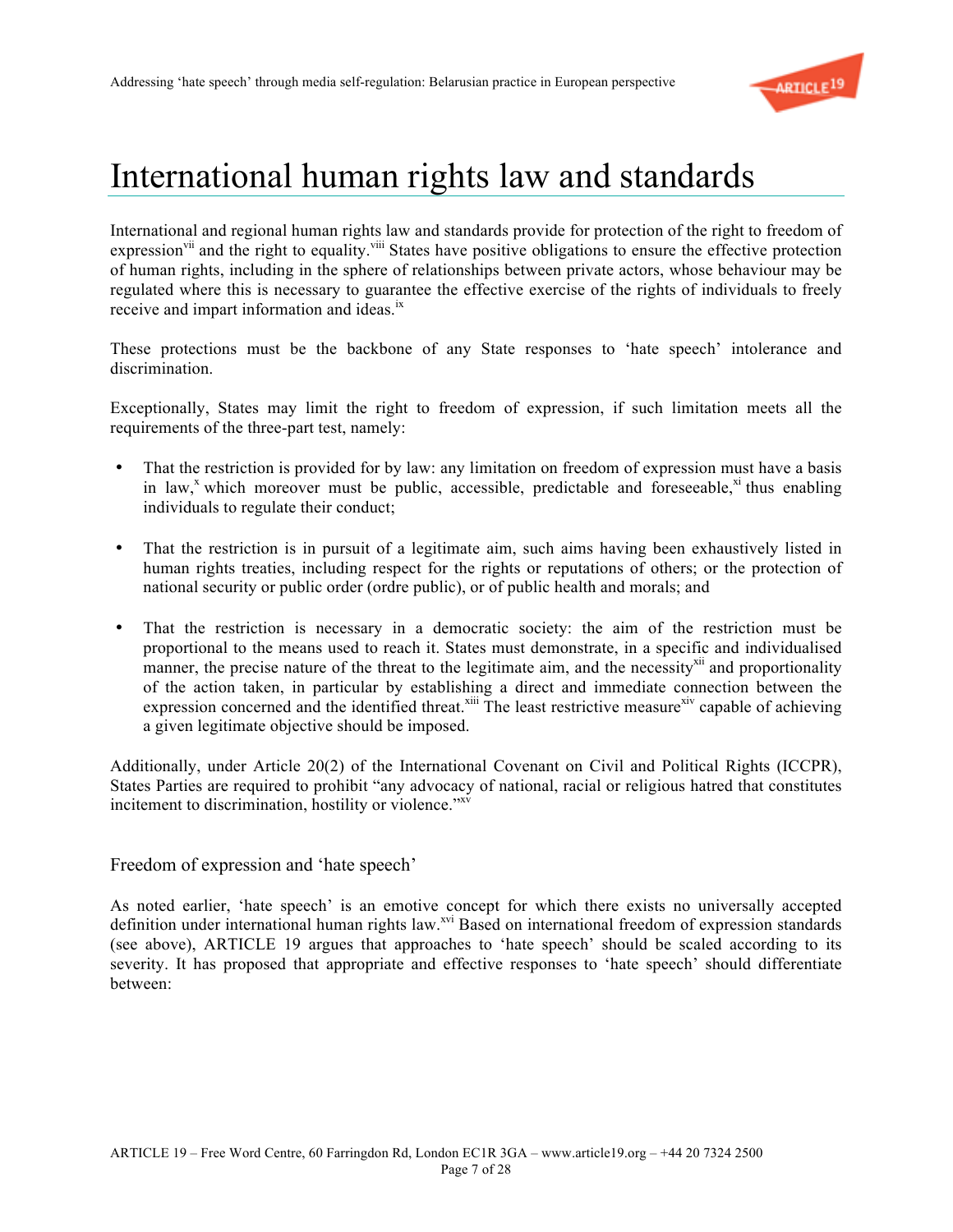# International human rights law and standards

International and regional human rights law and standards provide for protection of the right to freedom of expression[vii] and the right to equality.[viii] States have positive obligations to ensure the effective protection of human rights, including in the sphere of relationships between private actors, whose behaviour may be regulated where this is necessary to guarantee the effective exercise of the rights of individuals to freely receive and impart information and ideas.[ix]

These protections must be the backbone of any State responses to 'hate speech' intolerance and discrimination.

Exceptionally, States may limit the right to freedom of expression, if such limitation meets all the requirements of the three-part test, namely:

- That the restriction is provided for by law: any limitation on freedom of expression must have a basis in law,[x] which moreover must be public, accessible, predictable and foreseeable,[xi] thus enabling individuals to regulate their conduct;
- That the restriction is in pursuit of a legitimate aim, such aims having been exhaustively listed in human rights treaties, including respect for the rights or reputations of others; or the protection of national security or public order (ordre public), or of public health and morals; and
- That the restriction is necessary in a democratic society: the aim of the restriction must be proportional to the means used to reach it. States must demonstrate, in a specific and individualised manner, the precise nature of the threat to the legitimate aim, and the necessity[xii] and proportionality of the action taken, in particular by establishing a direct and immediate connection between the expression concerned and the identified threat.[xiii] The least restrictive measure[xiv] capable of achieving a given legitimate objective should be imposed.

Additionally, under Article 20(2) of the International Covenant on Civil and Political Rights (ICCPR), States Parties are required to prohibit "any advocacy of national, racial or religious hatred that constitutes incitement to discrimination, hostility or violence."[xv]

## Freedom of expression and 'hate speech'

As noted earlier, 'hate speech' is an emotive concept for which there exists no universally accepted definition under international human rights law.[xvi] Based on international freedom of expression standards (see above), ARTICLE 19 argues that approaches to 'hate speech' should be scaled according to its severity. It has proposed that appropriate and effective responses to 'hate speech' should differentiate between: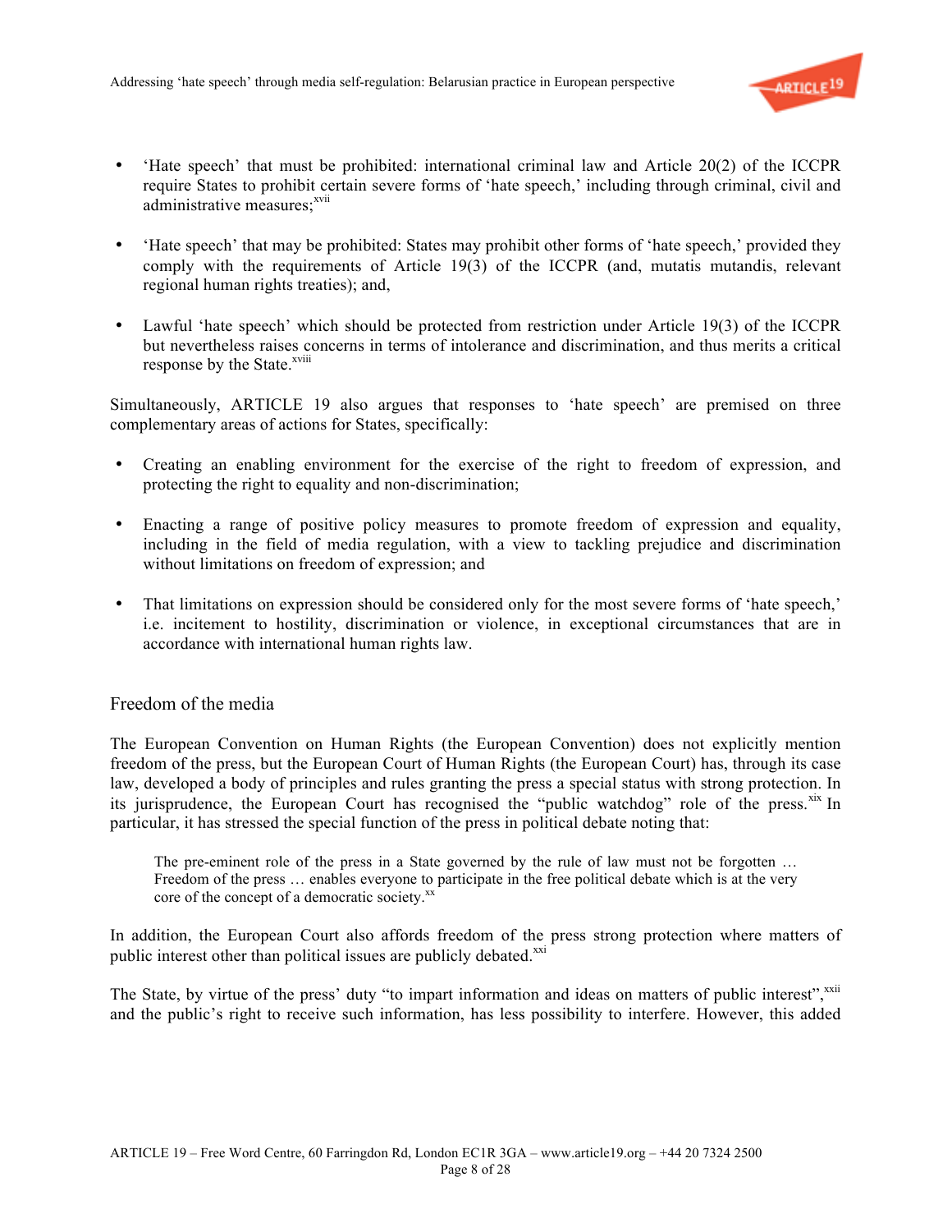- 'Hate speech' that must be prohibited: international criminal law and Article 20(2) of the ICCPR require States to prohibit certain severe forms of 'hate speech,' including through criminal, civil and administrative measures;[xvii]

- 'Hate speech' that may be prohibited: States may prohibit other forms of 'hate speech,' provided they comply with the requirements of Article 19(3) of the ICCPR (and, mutatis mutandis, relevant regional human rights treaties); and,

- Lawful 'hate speech' which should be protected from restriction under Article 19(3) of the ICCPR but nevertheless raises concerns in terms of intolerance and discrimination, and thus merits a critical response by the State.[xviii]

Simultaneously, ARTICLE 19 also argues that responses to 'hate speech' are premised on three complementary areas of actions for States, specifically:

- Creating an enabling environment for the exercise of the right to freedom of expression, and protecting the right to equality and non-discrimination;

- Enacting a range of positive policy measures to promote freedom of expression and equality, including in the field of media regulation, with a view to tackling prejudice and discrimination without limitations on freedom of expression; and

- That limitations on expression should be considered only for the most severe forms of 'hate speech,' i.e. incitement to hostility, discrimination or violence, in exceptional circumstances that are in accordance with international human rights law.

## Freedom of the media

The European Convention on Human Rights (the European Convention) does not explicitly mention freedom of the press, but the European Court of Human Rights (the European Court) has, through its case law, developed a body of principles and rules granting the press a special status with strong protection. In its jurisprudence, the European Court has recognised the "public watchdog" role of the press.[xix] In particular, it has stressed the special function of the press in political debate noting that:

> The pre-eminent role of the press in a State governed by the rule of law must not be forgotten … Freedom of the press … enables everyone to participate in the free political debate which is at the very core of the concept of a democratic society.[xx]

In addition, the European Court also affords freedom of the press strong protection where matters of public interest other than political issues are publicly debated.[xxi]

The State, by virtue of the press' duty "to impart information and ideas on matters of public interest",[xxii] and the public's right to receive such information, has less possibility to interfere. However, this added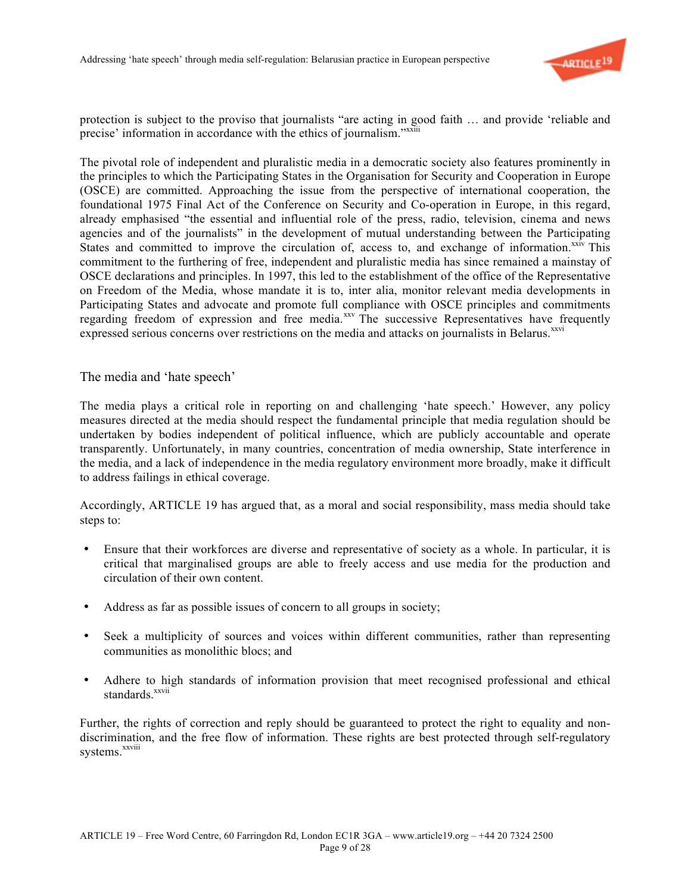protection is subject to the proviso that journalists "are acting in good faith … and provide 'reliable and precise' information in accordance with the ethics of journalism."[xxiii]

The pivotal role of independent and pluralistic media in a democratic society also features prominently in the principles to which the Participating States in the Organisation for Security and Cooperation in Europe (OSCE) are committed. Approaching the issue from the perspective of international cooperation, the foundational 1975 Final Act of the Conference on Security and Co-operation in Europe, in this regard, already emphasised "the essential and influential role of the press, radio, television, cinema and news agencies and of the journalists" in the development of mutual understanding between the Participating States and committed to improve the circulation of, access to, and exchange of information.[xxiv] This commitment to the furthering of free, independent and pluralistic media has since remained a mainstay of OSCE declarations and principles. In 1997, this led to the establishment of the office of the Representative on Freedom of the Media, whose mandate it is to, inter alia, monitor relevant media developments in Participating States and advocate and promote full compliance with OSCE principles and commitments regarding freedom of expression and free media.[xxv] The successive Representatives have frequently expressed serious concerns over restrictions on the media and attacks on journalists in Belarus.[xxvi]

## The media and 'hate speech'

The media plays a critical role in reporting on and challenging 'hate speech.' However, any policy measures directed at the media should respect the fundamental principle that media regulation should be undertaken by bodies independent of political influence, which are publicly accountable and operate transparently. Unfortunately, in many countries, concentration of media ownership, State interference in the media, and a lack of independence in the media regulatory environment more broadly, make it difficult to address failings in ethical coverage.

Accordingly, ARTICLE 19 has argued that, as a moral and social responsibility, mass media should take steps to:

- Ensure that their workforces are diverse and representative of society as a whole. In particular, it is critical that marginalised groups are able to freely access and use media for the production and circulation of their own content.
- Address as far as possible issues of concern to all groups in society;
- Seek a multiplicity of sources and voices within different communities, rather than representing communities as monolithic blocs; and
- Adhere to high standards of information provision that meet recognised professional and ethical standards.[xxvii]

Further, the rights of correction and reply should be guaranteed to protect the right to equality and non-discrimination, and the free flow of information. These rights are best protected through self-regulatory systems.[xxviii]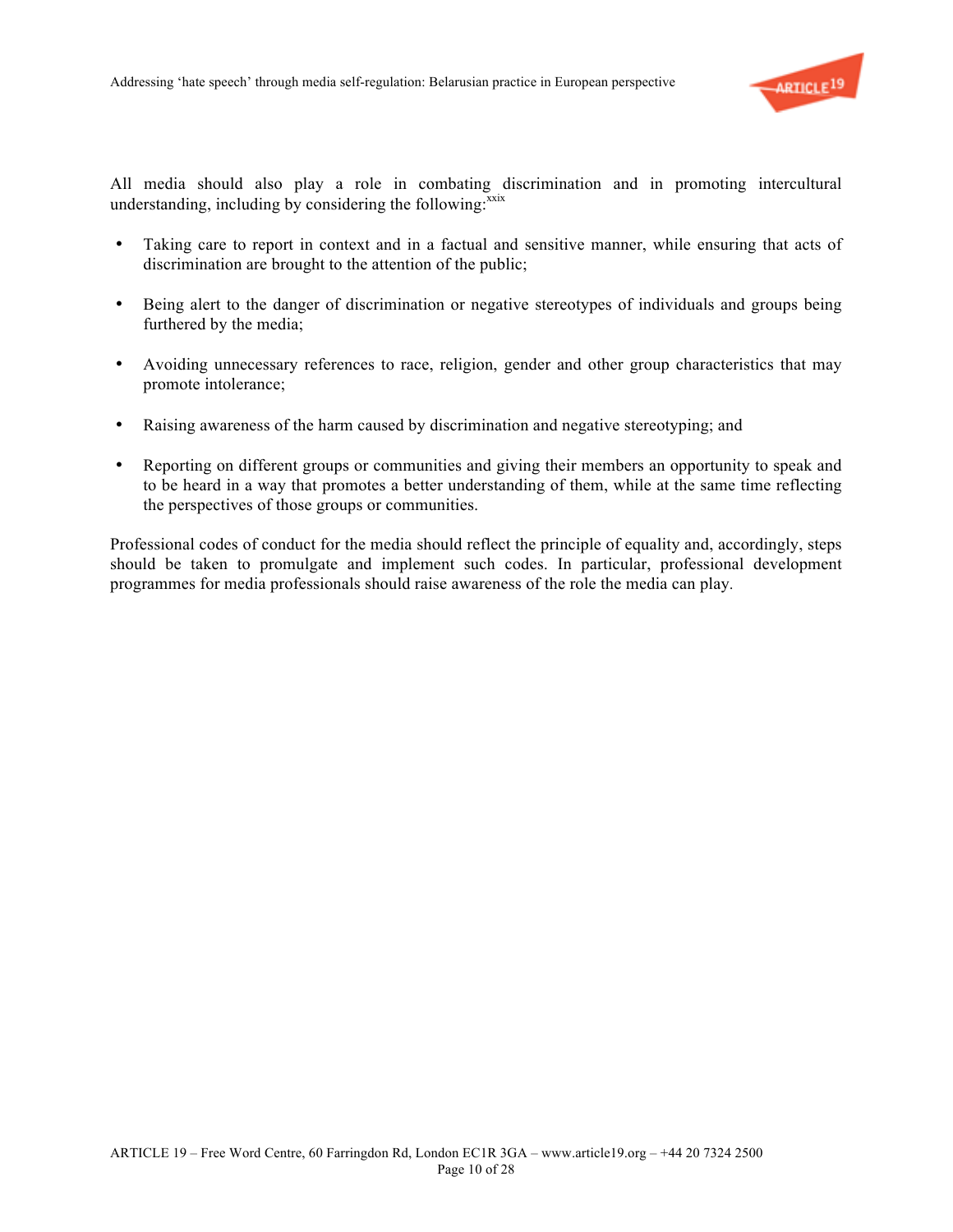All media should also play a role in combating discrimination and in promoting intercultural understanding, including by considering the following:[xxix]

- Taking care to report in context and in a factual and sensitive manner, while ensuring that acts of discrimination are brought to the attention of the public;

- Being alert to the danger of discrimination or negative stereotypes of individuals and groups being furthered by the media;

- Avoiding unnecessary references to race, religion, gender and other group characteristics that may promote intolerance;

- Raising awareness of the harm caused by discrimination and negative stereotyping; and

- Reporting on different groups or communities and giving their members an opportunity to speak and to be heard in a way that promotes a better understanding of them, while at the same time reflecting the perspectives of those groups or communities.

Professional codes of conduct for the media should reflect the principle of equality and, accordingly, steps should be taken to promulgate and implement such codes. In particular, professional development programmes for media professionals should raise awareness of the role the media can play.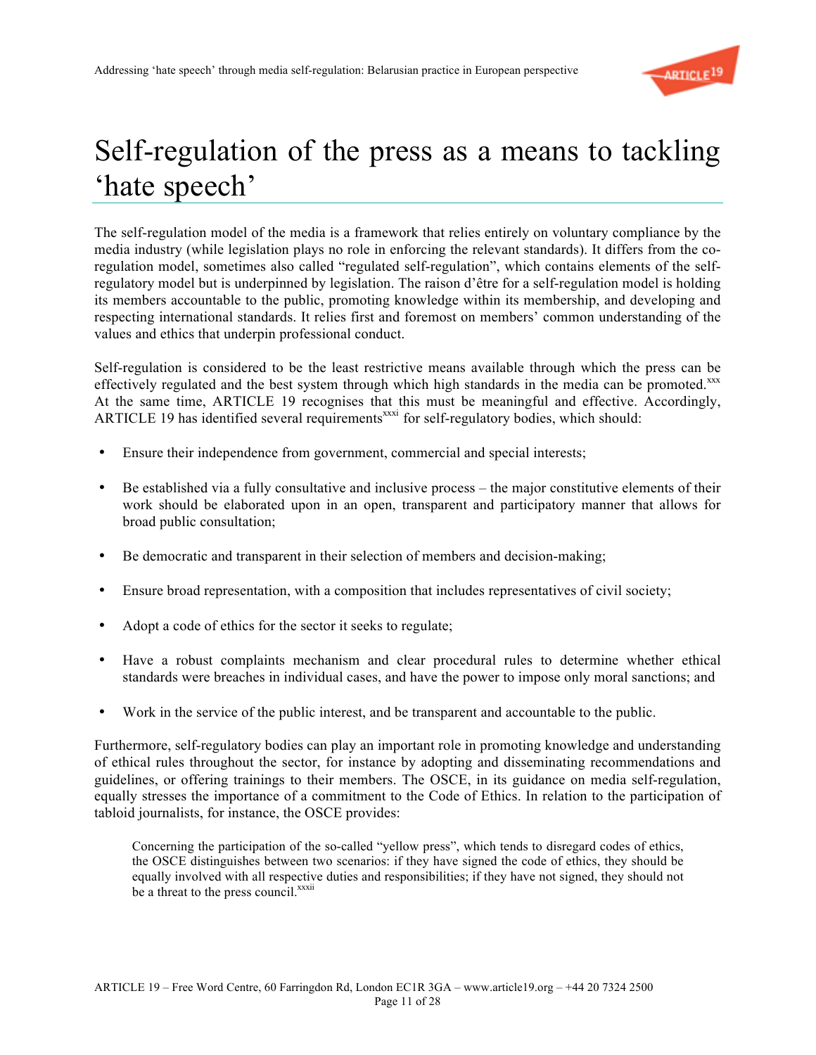# Self-regulation of the press as a means to tackling 'hate speech'

The self-regulation model of the media is a framework that relies entirely on voluntary compliance by the media industry (while legislation plays no role in enforcing the relevant standards). It differs from the co-regulation model, sometimes also called "regulated self-regulation", which contains elements of the self-regulatory model but is underpinned by legislation. The raison d'être for a self-regulation model is holding its members accountable to the public, promoting knowledge within its membership, and developing and respecting international standards. It relies first and foremost on members' common understanding of the values and ethics that underpin professional conduct.

Self-regulation is considered to be the least restrictive means available through which the press can be effectively regulated and the best system through which high standards in the media can be promoted.[xxx] At the same time, ARTICLE 19 recognises that this must be meaningful and effective. Accordingly, ARTICLE 19 has identified several requirements[xxxi] for self-regulatory bodies, which should:

- Ensure their independence from government, commercial and special interests;
- Be established via a fully consultative and inclusive process – the major constitutive elements of their work should be elaborated upon in an open, transparent and participatory manner that allows for broad public consultation;
- Be democratic and transparent in their selection of members and decision-making;
- Ensure broad representation, with a composition that includes representatives of civil society;
- Adopt a code of ethics for the sector it seeks to regulate;
- Have a robust complaints mechanism and clear procedural rules to determine whether ethical standards were breaches in individual cases, and have the power to impose only moral sanctions; and
- Work in the service of the public interest, and be transparent and accountable to the public.

Furthermore, self-regulatory bodies can play an important role in promoting knowledge and understanding of ethical rules throughout the sector, for instance by adopting and disseminating recommendations and guidelines, or offering trainings to their members. The OSCE, in its guidance on media self-regulation, equally stresses the importance of a commitment to the Code of Ethics. In relation to the participation of tabloid journalists, for instance, the OSCE provides:

> Concerning the participation of the so-called "yellow press", which tends to disregard codes of ethics, the OSCE distinguishes between two scenarios: if they have signed the code of ethics, they should be equally involved with all respective duties and responsibilities; if they have not signed, they should not be a threat to the press council.[xxxii]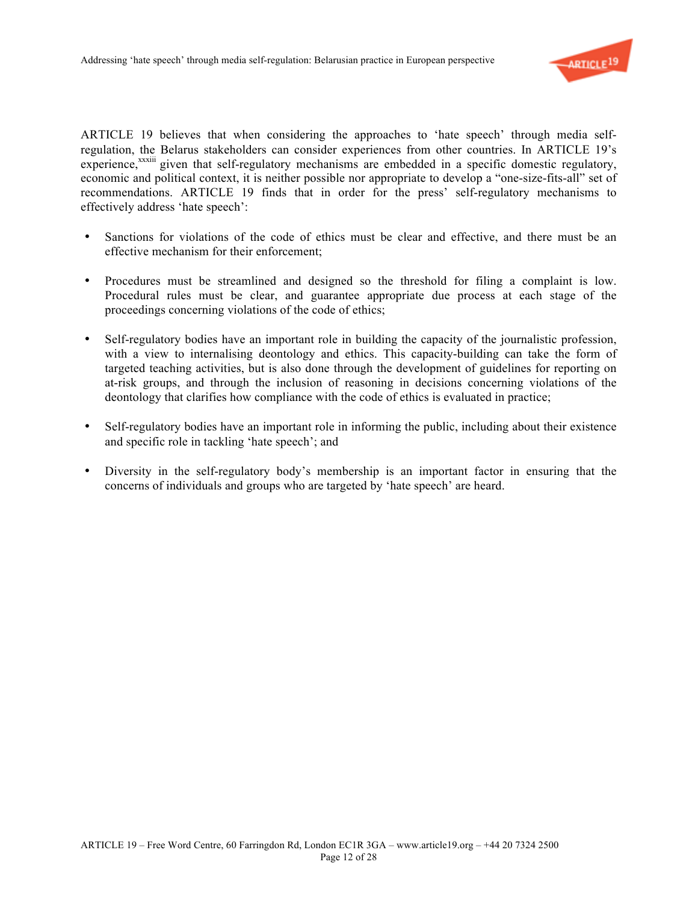ARTICLE 19 believes that when considering the approaches to 'hate speech' through media self-regulation, the Belarus stakeholders can consider experiences from other countries. In ARTICLE 19's experience,[xxxiii] given that self-regulatory mechanisms are embedded in a specific domestic regulatory, economic and political context, it is neither possible nor appropriate to develop a "one-size-fits-all" set of recommendations. ARTICLE 19 finds that in order for the press' self-regulatory mechanisms to effectively address 'hate speech':

- Sanctions for violations of the code of ethics must be clear and effective, and there must be an effective mechanism for their enforcement;
- Procedures must be streamlined and designed so the threshold for filing a complaint is low. Procedural rules must be clear, and guarantee appropriate due process at each stage of the proceedings concerning violations of the code of ethics;
- Self-regulatory bodies have an important role in building the capacity of the journalistic profession, with a view to internalising deontology and ethics. This capacity-building can take the form of targeted teaching activities, but is also done through the development of guidelines for reporting on at-risk groups, and through the inclusion of reasoning in decisions concerning violations of the deontology that clarifies how compliance with the code of ethics is evaluated in practice;
- Self-regulatory bodies have an important role in informing the public, including about their existence and specific role in tackling 'hate speech'; and
- Diversity in the self-regulatory body's membership is an important factor in ensuring that the concerns of individuals and groups who are targeted by 'hate speech' are heard.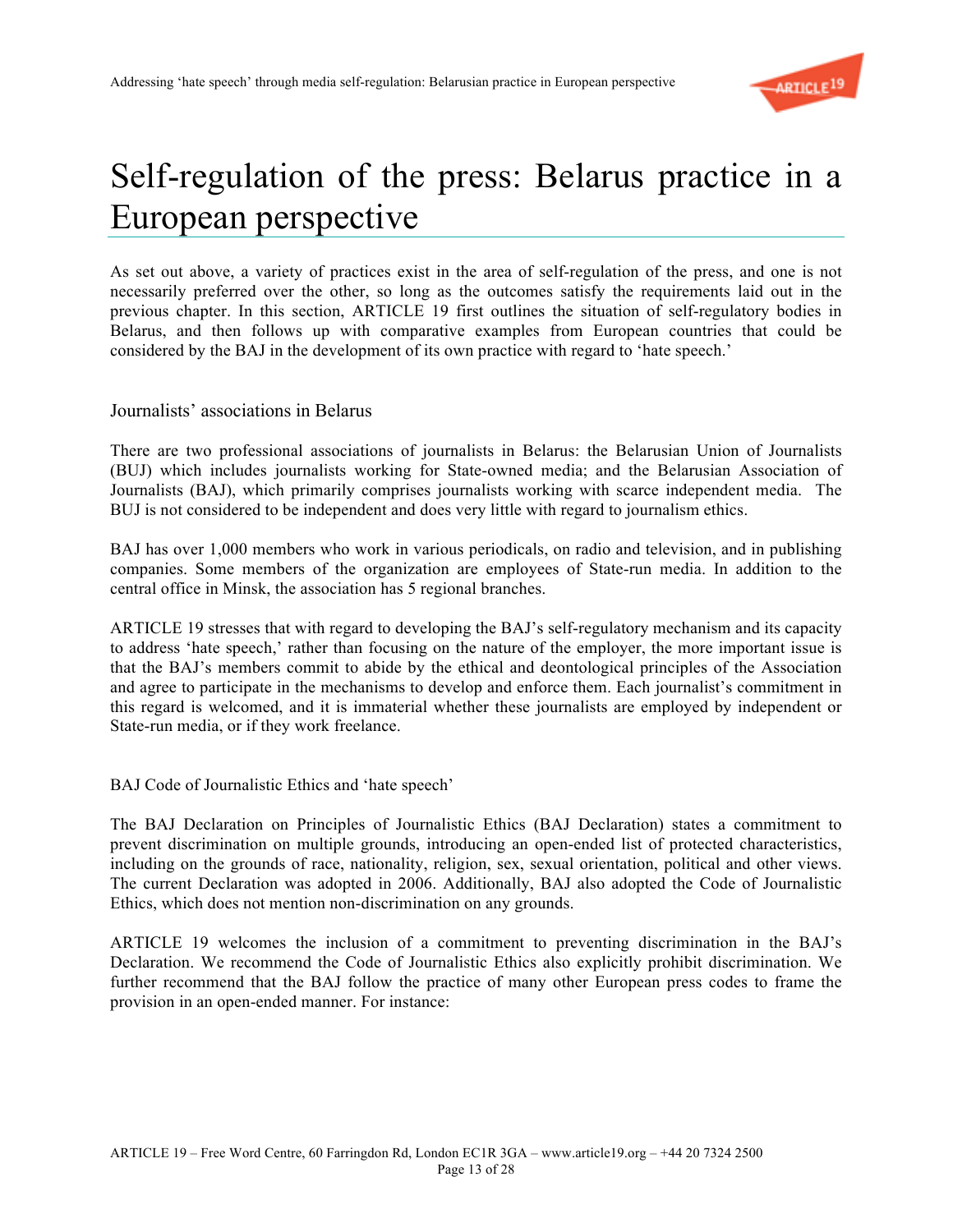# Self-regulation of the press: Belarus practice in a European perspective

As set out above, a variety of practices exist in the area of self-regulation of the press, and one is not necessarily preferred over the other, so long as the outcomes satisfy the requirements laid out in the previous chapter. In this section, ARTICLE 19 first outlines the situation of self-regulatory bodies in Belarus, and then follows up with comparative examples from European countries that could be considered by the BAJ in the development of its own practice with regard to 'hate speech.'

## Journalists' associations in Belarus

There are two professional associations of journalists in Belarus: the Belarusian Union of Journalists (BUJ) which includes journalists working for State-owned media; and the Belarusian Association of Journalists (BAJ), which primarily comprises journalists working with scarce independent media. The BUJ is not considered to be independent and does very little with regard to journalism ethics.

BAJ has over 1,000 members who work in various periodicals, on radio and television, and in publishing companies. Some members of the organization are employees of State-run media. In addition to the central office in Minsk, the association has 5 regional branches.

ARTICLE 19 stresses that with regard to developing the BAJ's self-regulatory mechanism and its capacity to address 'hate speech,' rather than focusing on the nature of the employer, the more important issue is that the BAJ's members commit to abide by the ethical and deontological principles of the Association and agree to participate in the mechanisms to develop and enforce them. Each journalist's commitment in this regard is welcomed, and it is immaterial whether these journalists are employed by independent or State-run media, or if they work freelance.

### BAJ Code of Journalistic Ethics and 'hate speech'

The BAJ Declaration on Principles of Journalistic Ethics (BAJ Declaration) states a commitment to prevent discrimination on multiple grounds, introducing an open-ended list of protected characteristics, including on the grounds of race, nationality, religion, sex, sexual orientation, political and other views. The current Declaration was adopted in 2006. Additionally, BAJ also adopted the Code of Journalistic Ethics, which does not mention non-discrimination on any grounds.

ARTICLE 19 welcomes the inclusion of a commitment to preventing discrimination in the BAJ's Declaration. We recommend the Code of Journalistic Ethics also explicitly prohibit discrimination. We further recommend that the BAJ follow the practice of many other European press codes to frame the provision in an open-ended manner. For instance: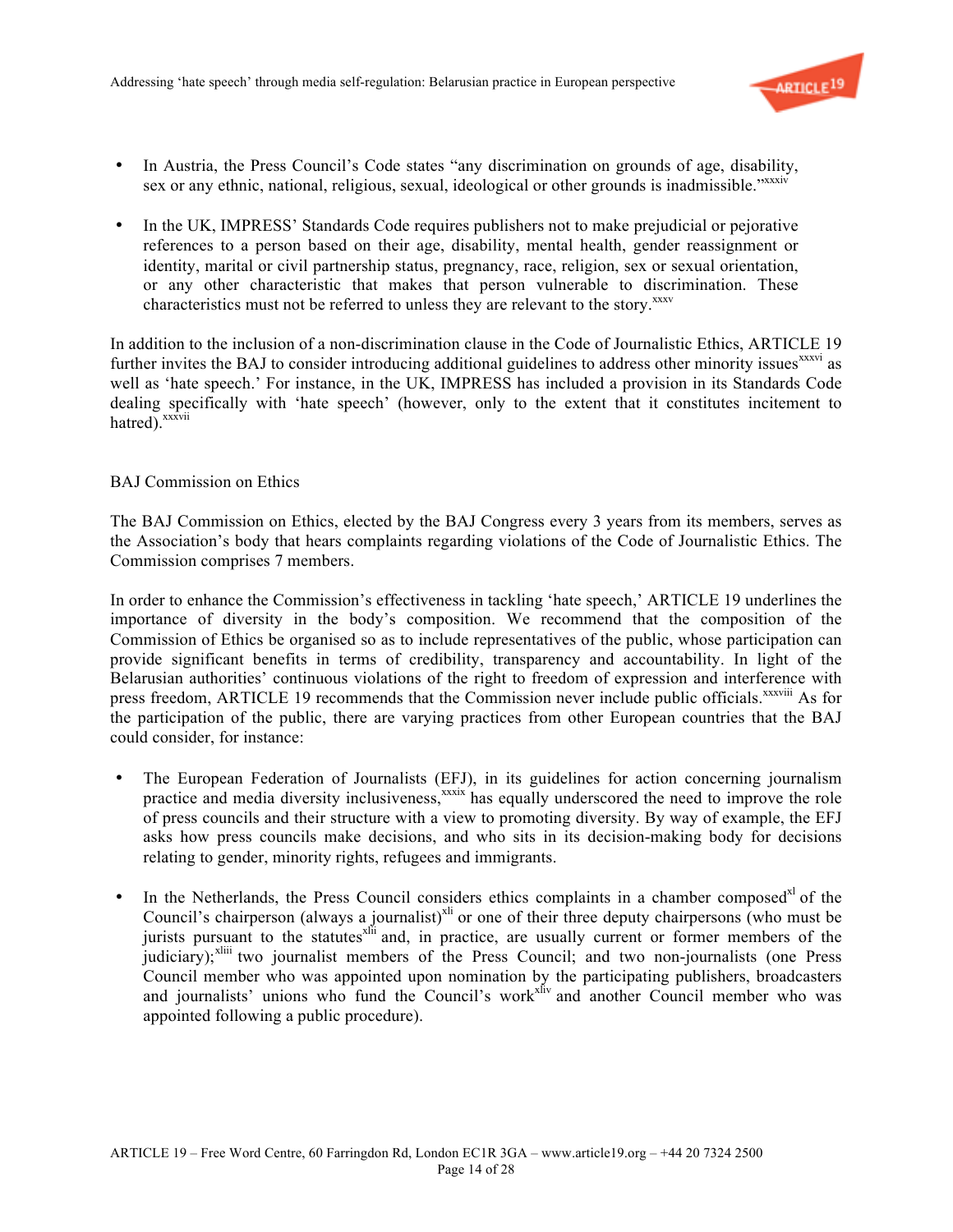- In Austria, the Press Council's Code states "any discrimination on grounds of age, disability, sex or any ethnic, national, religious, sexual, ideological or other grounds is inadmissible."[xxxiv]

- In the UK, IMPRESS' Standards Code requires publishers not to make prejudicial or pejorative references to a person based on their age, disability, mental health, gender reassignment or identity, marital or civil partnership status, pregnancy, race, religion, sex or sexual orientation, or any other characteristic that makes that person vulnerable to discrimination. These characteristics must not be referred to unless they are relevant to the story.[xxxv]

In addition to the inclusion of a non-discrimination clause in the Code of Journalistic Ethics, ARTICLE 19 further invites the BAJ to consider introducing additional guidelines to address other minority issues[xxxvi] as well as 'hate speech.' For instance, in the UK, IMPRESS has included a provision in its Standards Code dealing specifically with 'hate speech' (however, only to the extent that it constitutes incitement to hatred).[xxxvii]

BAJ Commission on Ethics

The BAJ Commission on Ethics, elected by the BAJ Congress every 3 years from its members, serves as the Association's body that hears complaints regarding violations of the Code of Journalistic Ethics. The Commission comprises 7 members.

In order to enhance the Commission's effectiveness in tackling 'hate speech,' ARTICLE 19 underlines the importance of diversity in the body's composition. We recommend that the composition of the Commission of Ethics be organised so as to include representatives of the public, whose participation can provide significant benefits in terms of credibility, transparency and accountability. In light of the Belarusian authorities' continuous violations of the right to freedom of expression and interference with press freedom, ARTICLE 19 recommends that the Commission never include public officials.[xxxviii] As for the participation of the public, there are varying practices from other European countries that the BAJ could consider, for instance:

- The European Federation of Journalists (EFJ), in its guidelines for action concerning journalism practice and media diversity inclusiveness,[xxxix] has equally underscored the need to improve the role of press councils and their structure with a view to promoting diversity. By way of example, the EFJ asks how press councils make decisions, and who sits in its decision-making body for decisions relating to gender, minority rights, refugees and immigrants.

- In the Netherlands, the Press Council considers ethics complaints in a chamber composed[xl] of the Council's chairperson (always a journalist)[xli] or one of their three deputy chairpersons (who must be jurists pursuant to the statutes[xlii] and, in practice, are usually current or former members of the judiciary);[xliii] two journalist members of the Press Council; and two non-journalists (one Press Council member who was appointed upon nomination by the participating publishers, broadcasters and journalists' unions who fund the Council's work[xliv] and another Council member who was appointed following a public procedure).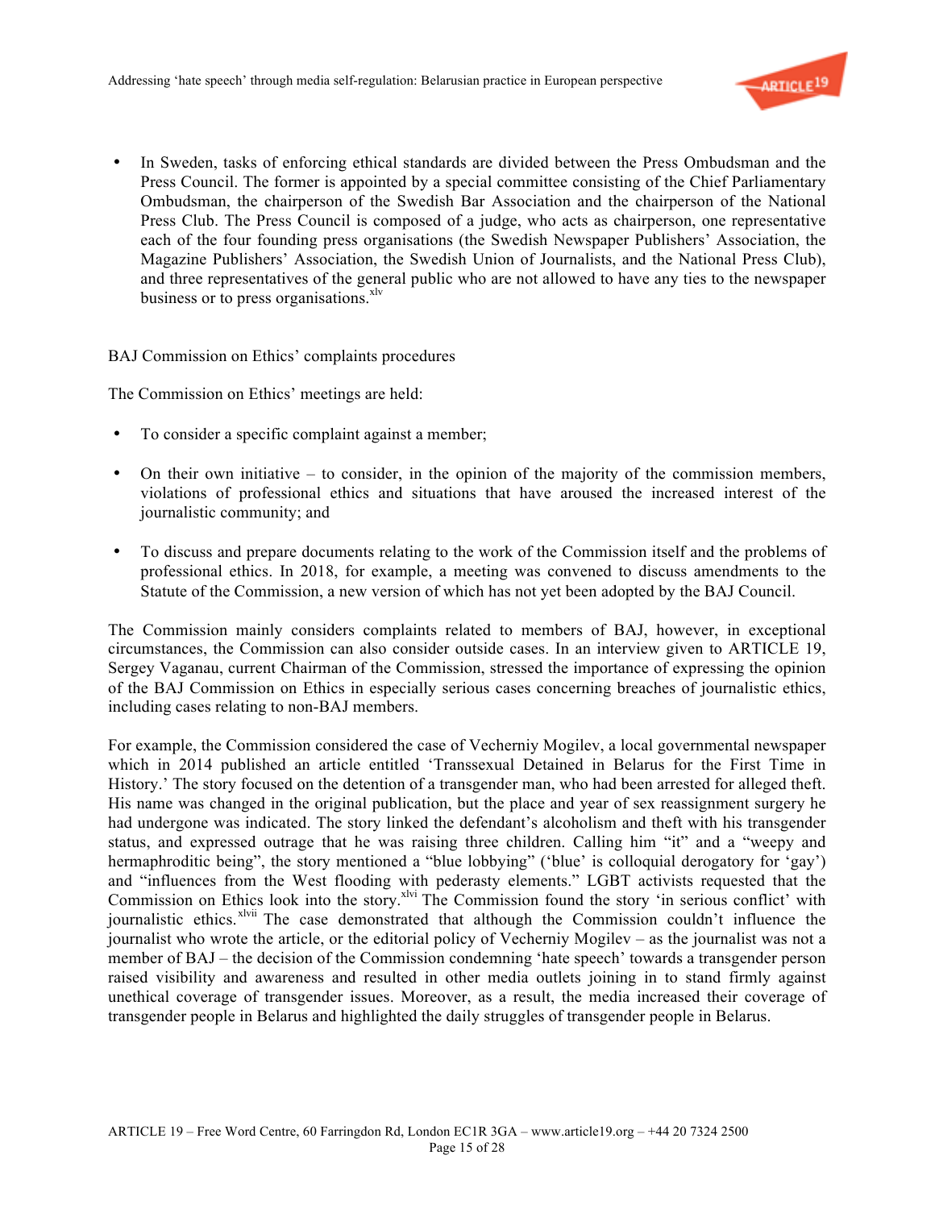- In Sweden, tasks of enforcing ethical standards are divided between the Press Ombudsman and the Press Council. The former is appointed by a special committee consisting of the Chief Parliamentary Ombudsman, the chairperson of the Swedish Bar Association and the chairperson of the National Press Club. The Press Council is composed of a judge, who acts as chairperson, one representative each of the four founding press organisations (the Swedish Newspaper Publishers' Association, the Magazine Publishers' Association, the Swedish Union of Journalists, and the National Press Club), and three representatives of the general public who are not allowed to have any ties to the newspaper business or to press organisations.[xlv]

BAJ Commission on Ethics' complaints procedures

The Commission on Ethics' meetings are held:

- To consider a specific complaint against a member;
- On their own initiative – to consider, in the opinion of the majority of the commission members, violations of professional ethics and situations that have aroused the increased interest of the journalistic community; and
- To discuss and prepare documents relating to the work of the Commission itself and the problems of professional ethics. In 2018, for example, a meeting was convened to discuss amendments to the Statute of the Commission, a new version of which has not yet been adopted by the BAJ Council.

The Commission mainly considers complaints related to members of BAJ, however, in exceptional circumstances, the Commission can also consider outside cases. In an interview given to ARTICLE 19, Sergey Vaganau, current Chairman of the Commission, stressed the importance of expressing the opinion of the BAJ Commission on Ethics in especially serious cases concerning breaches of journalistic ethics, including cases relating to non-BAJ members.

For example, the Commission considered the case of Vecherniy Mogilev, a local governmental newspaper which in 2014 published an article entitled 'Transsexual Detained in Belarus for the First Time in History.' The story focused on the detention of a transgender man, who had been arrested for alleged theft. His name was changed in the original publication, but the place and year of sex reassignment surgery he had undergone was indicated. The story linked the defendant's alcoholism and theft with his transgender status, and expressed outrage that he was raising three children. Calling him "it" and a "weepy and hermaphroditic being", the story mentioned a "blue lobbying" ('blue' is colloquial derogatory for 'gay') and "influences from the West flooding with pederasty elements." LGBT activists requested that the Commission on Ethics look into the story.[xlvi] The Commission found the story 'in serious conflict' with journalistic ethics.[xlvii] The case demonstrated that although the Commission couldn't influence the journalist who wrote the article, or the editorial policy of Vecherniy Mogilev – as the journalist was not a member of BAJ – the decision of the Commission condemning 'hate speech' towards a transgender person raised visibility and awareness and resulted in other media outlets joining in to stand firmly against unethical coverage of transgender issues. Moreover, as a result, the media increased their coverage of transgender people in Belarus and highlighted the daily struggles of transgender people in Belarus.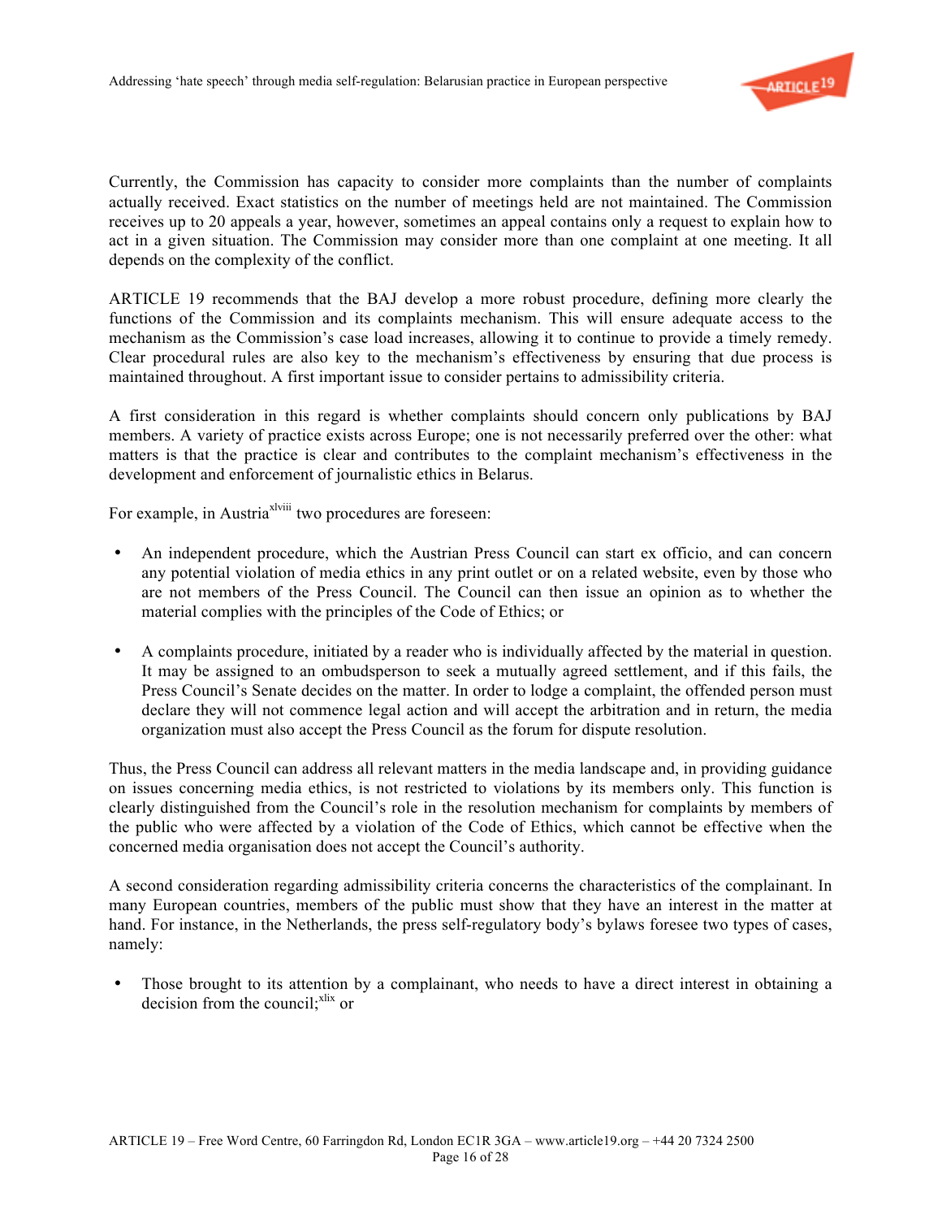Currently, the Commission has capacity to consider more complaints than the number of complaints actually received. Exact statistics on the number of meetings held are not maintained. The Commission receives up to 20 appeals a year, however, sometimes an appeal contains only a request to explain how to act in a given situation. The Commission may consider more than one complaint at one meeting. It all depends on the complexity of the conflict.

ARTICLE 19 recommends that the BAJ develop a more robust procedure, defining more clearly the functions of the Commission and its complaints mechanism. This will ensure adequate access to the mechanism as the Commission's case load increases, allowing it to continue to provide a timely remedy. Clear procedural rules are also key to the mechanism's effectiveness by ensuring that due process is maintained throughout. A first important issue to consider pertains to admissibility criteria.

A first consideration in this regard is whether complaints should concern only publications by BAJ members. A variety of practice exists across Europe; one is not necessarily preferred over the other: what matters is that the practice is clear and contributes to the complaint mechanism's effectiveness in the development and enforcement of journalistic ethics in Belarus.

For example, in Austria[xlviii] two procedures are foreseen:

- An independent procedure, which the Austrian Press Council can start ex officio, and can concern any potential violation of media ethics in any print outlet or on a related website, even by those who are not members of the Press Council. The Council can then issue an opinion as to whether the material complies with the principles of the Code of Ethics; or
- A complaints procedure, initiated by a reader who is individually affected by the material in question. It may be assigned to an ombudsperson to seek a mutually agreed settlement, and if this fails, the Press Council's Senate decides on the matter. In order to lodge a complaint, the offended person must declare they will not commence legal action and will accept the arbitration and in return, the media organization must also accept the Press Council as the forum for dispute resolution.

Thus, the Press Council can address all relevant matters in the media landscape and, in providing guidance on issues concerning media ethics, is not restricted to violations by its members only. This function is clearly distinguished from the Council's role in the resolution mechanism for complaints by members of the public who were affected by a violation of the Code of Ethics, which cannot be effective when the concerned media organisation does not accept the Council's authority.

A second consideration regarding admissibility criteria concerns the characteristics of the complainant. In many European countries, members of the public must show that they have an interest in the matter at hand. For instance, in the Netherlands, the press self-regulatory body's bylaws foresee two types of cases, namely:

- Those brought to its attention by a complainant, who needs to have a direct interest in obtaining a decision from the council;[xlix] or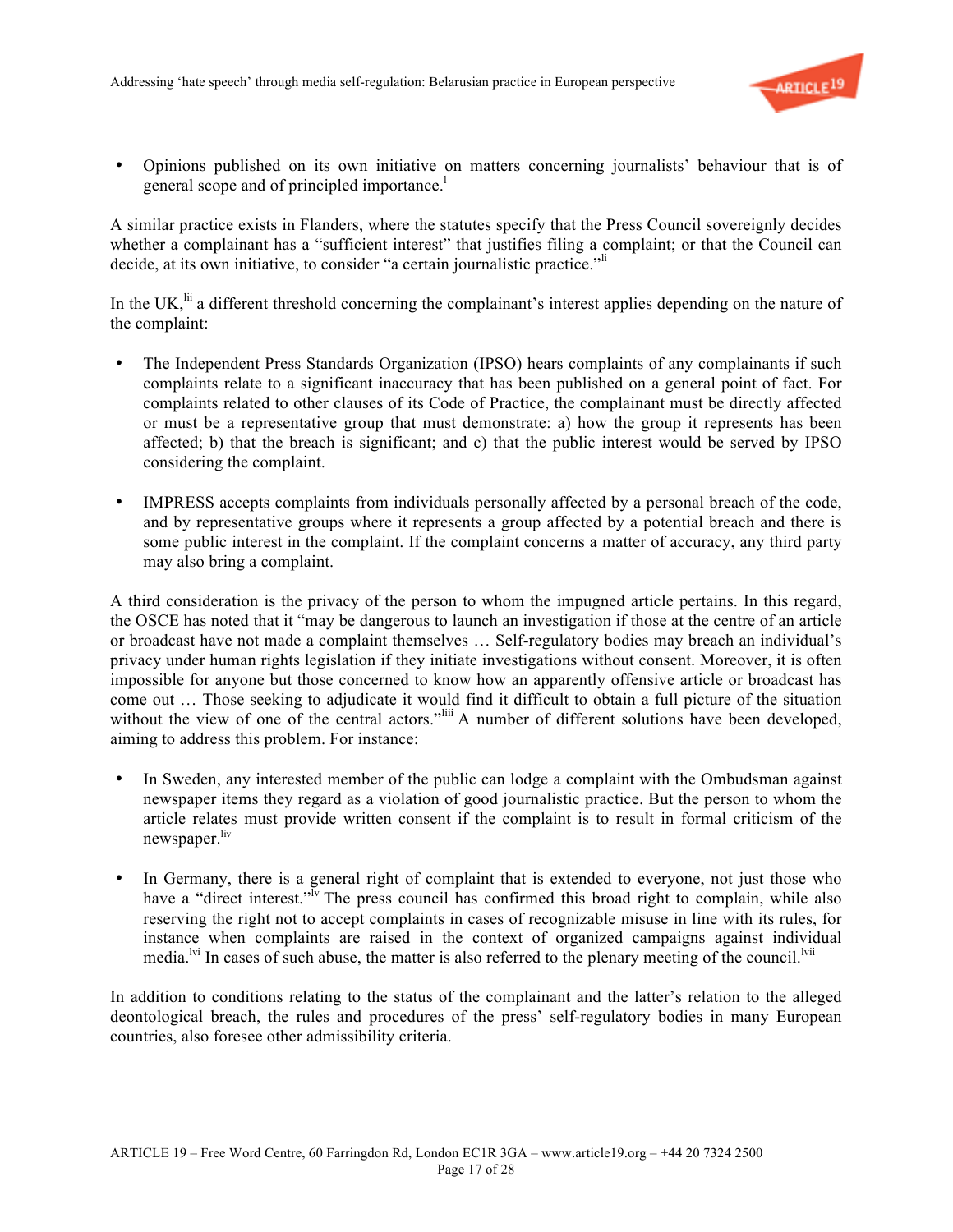- Opinions published on its own initiative on matters concerning journalists' behaviour that is of general scope and of principled importance.[l]

A similar practice exists in Flanders, where the statutes specify that the Press Council sovereignly decides whether a complainant has a "sufficient interest" that justifies filing a complaint; or that the Council can decide, at its own initiative, to consider "a certain journalistic practice."[li]

In the UK,[lii] a different threshold concerning the complainant's interest applies depending on the nature of the complaint:

- The Independent Press Standards Organization (IPSO) hears complaints of any complainants if such complaints relate to a significant inaccuracy that has been published on a general point of fact. For complaints related to other clauses of its Code of Practice, the complainant must be directly affected or must be a representative group that must demonstrate: a) how the group it represents has been affected; b) that the breach is significant; and c) that the public interest would be served by IPSO considering the complaint.

- IMPRESS accepts complaints from individuals personally affected by a personal breach of the code, and by representative groups where it represents a group affected by a potential breach and there is some public interest in the complaint. If the complaint concerns a matter of accuracy, any third party may also bring a complaint.

A third consideration is the privacy of the person to whom the impugned article pertains. In this regard, the OSCE has noted that it "may be dangerous to launch an investigation if those at the centre of an article or broadcast have not made a complaint themselves … Self-regulatory bodies may breach an individual's privacy under human rights legislation if they initiate investigations without consent. Moreover, it is often impossible for anyone but those concerned to know how an apparently offensive article or broadcast has come out … Those seeking to adjudicate it would find it difficult to obtain a full picture of the situation without the view of one of the central actors."[liii] A number of different solutions have been developed, aiming to address this problem. For instance:

- In Sweden, any interested member of the public can lodge a complaint with the Ombudsman against newspaper items they regard as a violation of good journalistic practice. But the person to whom the article relates must provide written consent if the complaint is to result in formal criticism of the newspaper.[liv]

- In Germany, there is a general right of complaint that is extended to everyone, not just those who have a "direct interest."[lv] The press council has confirmed this broad right to complain, while also reserving the right not to accept complaints in cases of recognizable misuse in line with its rules, for instance when complaints are raised in the context of organized campaigns against individual media.[lvi] In cases of such abuse, the matter is also referred to the plenary meeting of the council.[lvii]

In addition to conditions relating to the status of the complainant and the latter's relation to the alleged deontological breach, the rules and procedures of the press' self-regulatory bodies in many European countries, also foresee other admissibility criteria.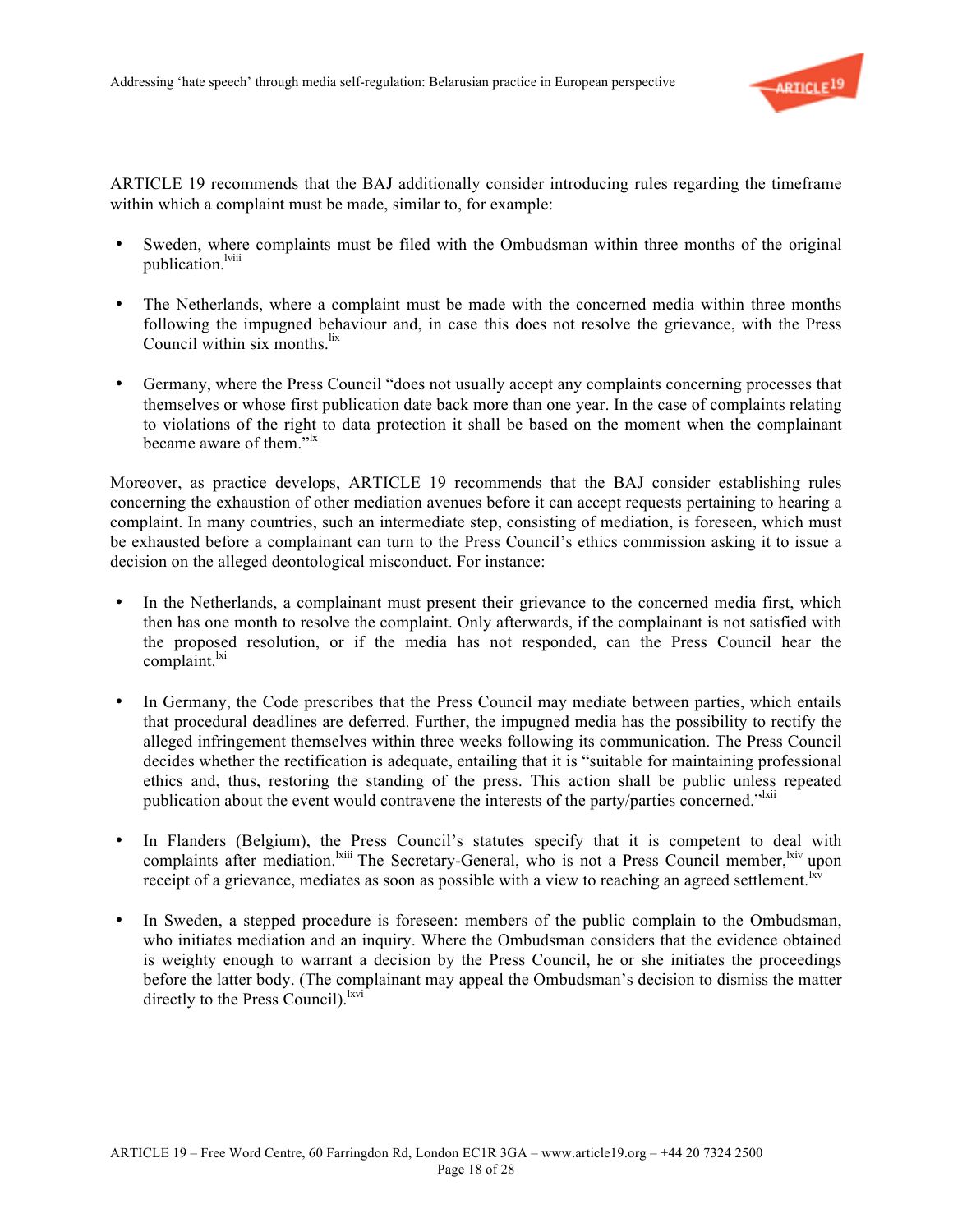ARTICLE 19 recommends that the BAJ additionally consider introducing rules regarding the timeframe within which a complaint must be made, similar to, for example:

- Sweden, where complaints must be filed with the Ombudsman within three months of the original publication.[lviii]

- The Netherlands, where a complaint must be made with the concerned media within three months following the impugned behaviour and, in case this does not resolve the grievance, with the Press Council within six months.[lix]

- Germany, where the Press Council "does not usually accept any complaints concerning processes that themselves or whose first publication date back more than one year. In the case of complaints relating to violations of the right to data protection it shall be based on the moment when the complainant became aware of them."[lx]

Moreover, as practice develops, ARTICLE 19 recommends that the BAJ consider establishing rules concerning the exhaustion of other mediation avenues before it can accept requests pertaining to hearing a complaint. In many countries, such an intermediate step, consisting of mediation, is foreseen, which must be exhausted before a complainant can turn to the Press Council's ethics commission asking it to issue a decision on the alleged deontological misconduct. For instance:

- In the Netherlands, a complainant must present their grievance to the concerned media first, which then has one month to resolve the complaint. Only afterwards, if the complainant is not satisfied with the proposed resolution, or if the media has not responded, can the Press Council hear the complaint.[lxi]

- In Germany, the Code prescribes that the Press Council may mediate between parties, which entails that procedural deadlines are deferred. Further, the impugned media has the possibility to rectify the alleged infringement themselves within three weeks following its communication. The Press Council decides whether the rectification is adequate, entailing that it is "suitable for maintaining professional ethics and, thus, restoring the standing of the press. This action shall be public unless repeated publication about the event would contravene the interests of the party/parties concerned."[lxii]

- In Flanders (Belgium), the Press Council's statutes specify that it is competent to deal with complaints after mediation.[lxiii] The Secretary-General, who is not a Press Council member,[lxiv] upon receipt of a grievance, mediates as soon as possible with a view to reaching an agreed settlement.[lxv]

- In Sweden, a stepped procedure is foreseen: members of the public complain to the Ombudsman, who initiates mediation and an inquiry. Where the Ombudsman considers that the evidence obtained is weighty enough to warrant a decision by the Press Council, he or she initiates the proceedings before the latter body. (The complainant may appeal the Ombudsman's decision to dismiss the matter directly to the Press Council).[lxvi]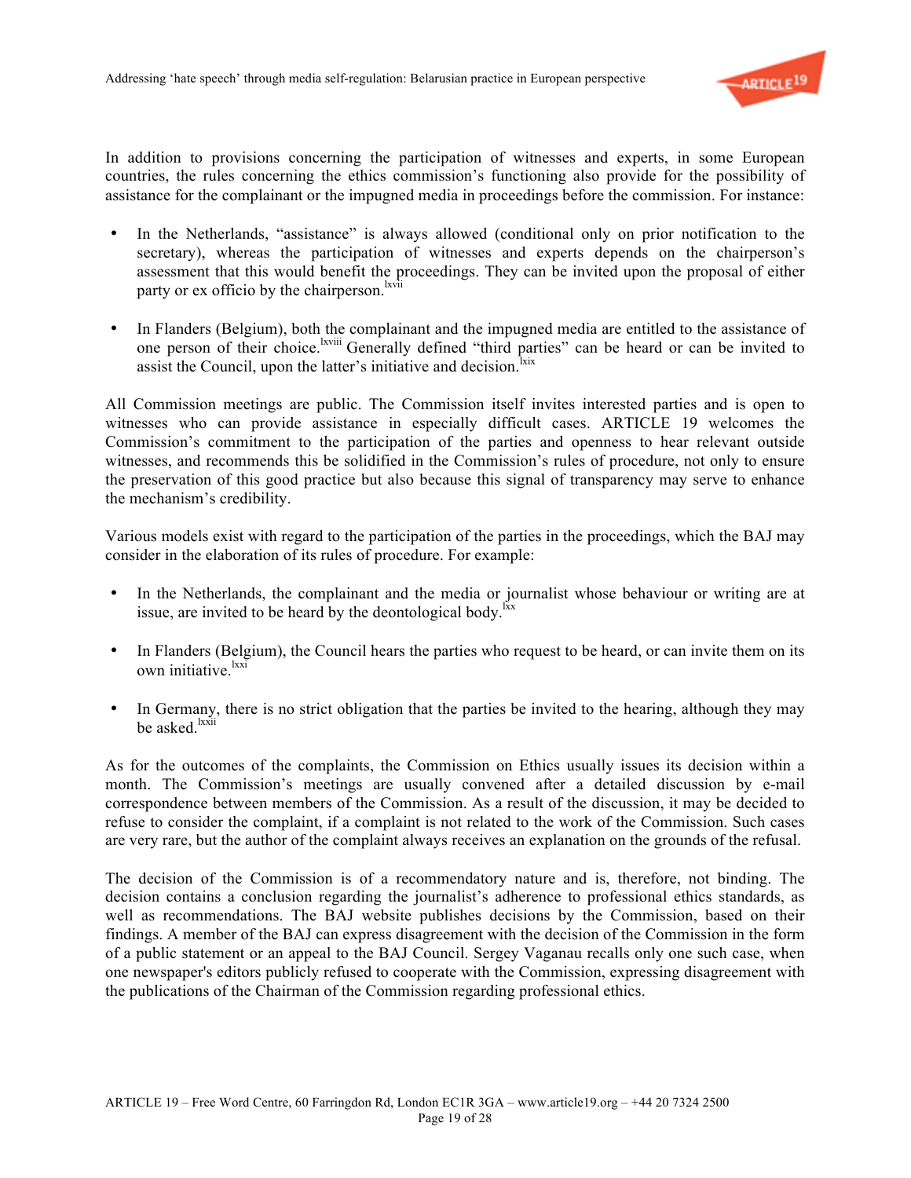In addition to provisions concerning the participation of witnesses and experts, in some European countries, the rules concerning the ethics commission's functioning also provide for the possibility of assistance for the complainant or the impugned media in proceedings before the commission. For instance:

- In the Netherlands, "assistance" is always allowed (conditional only on prior notification to the secretary), whereas the participation of witnesses and experts depends on the chairperson's assessment that this would benefit the proceedings. They can be invited upon the proposal of either party or ex officio by the chairperson.[lxvii]

- In Flanders (Belgium), both the complainant and the impugned media are entitled to the assistance of one person of their choice.[lxviii] Generally defined "third parties" can be heard or can be invited to assist the Council, upon the latter's initiative and decision.[lxix]

All Commission meetings are public. The Commission itself invites interested parties and is open to witnesses who can provide assistance in especially difficult cases. ARTICLE 19 welcomes the Commission's commitment to the participation of the parties and openness to hear relevant outside witnesses, and recommends this be solidified in the Commission's rules of procedure, not only to ensure the preservation of this good practice but also because this signal of transparency may serve to enhance the mechanism's credibility.

Various models exist with regard to the participation of the parties in the proceedings, which the BAJ may consider in the elaboration of its rules of procedure. For example:

- In the Netherlands, the complainant and the media or journalist whose behaviour or writing are at issue, are invited to be heard by the deontological body.[lxx]

- In Flanders (Belgium), the Council hears the parties who request to be heard, or can invite them on its own initiative.[lxxi]

- In Germany, there is no strict obligation that the parties be invited to the hearing, although they may be asked.[lxxii]

As for the outcomes of the complaints, the Commission on Ethics usually issues its decision within a month. The Commission's meetings are usually convened after a detailed discussion by e-mail correspondence between members of the Commission. As a result of the discussion, it may be decided to refuse to consider the complaint, if a complaint is not related to the work of the Commission. Such cases are very rare, but the author of the complaint always receives an explanation on the grounds of the refusal.

The decision of the Commission is of a recommendatory nature and is, therefore, not binding. The decision contains a conclusion regarding the journalist's adherence to professional ethics standards, as well as recommendations. The BAJ website publishes decisions by the Commission, based on their findings. A member of the BAJ can express disagreement with the decision of the Commission in the form of a public statement or an appeal to the BAJ Council. Sergey Vaganau recalls only one such case, when one newspaper's editors publicly refused to cooperate with the Commission, expressing disagreement with the publications of the Chairman of the Commission regarding professional ethics.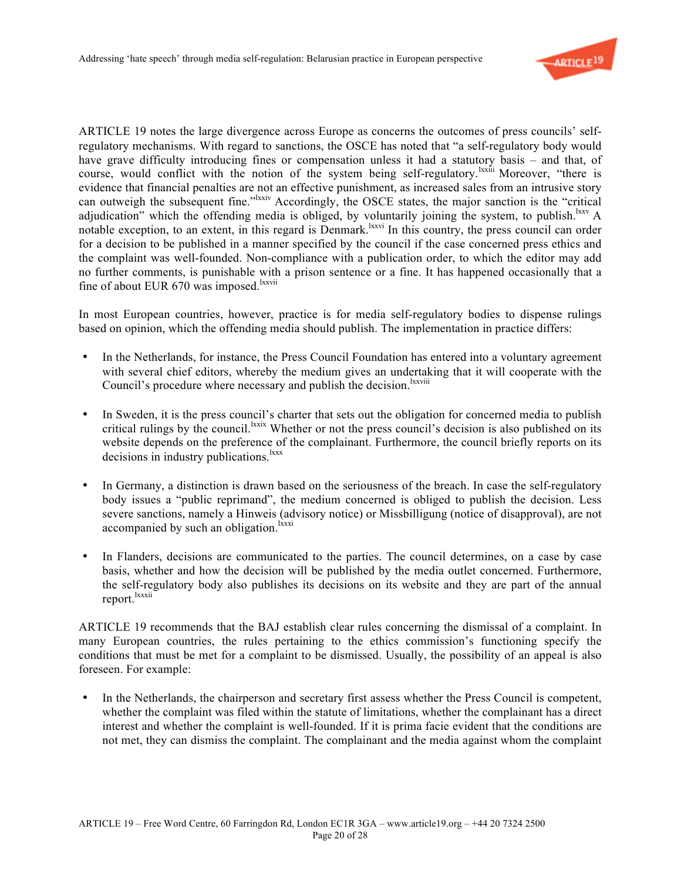ARTICLE 19 notes the large divergence across Europe as concerns the outcomes of press councils' self-regulatory mechanisms. With regard to sanctions, the OSCE has noted that "a self-regulatory body would have grave difficulty introducing fines or compensation unless it had a statutory basis – and that, of course, would conflict with the notion of the system being self-regulatory.[lxxiii] Moreover, "there is evidence that financial penalties are not an effective punishment, as increased sales from an intrusive story can outweigh the subsequent fine."[lxxiv] Accordingly, the OSCE states, the major sanction is the "critical adjudication" which the offending media is obliged, by voluntarily joining the system, to publish.[lxxv] A notable exception, to an extent, in this regard is Denmark.[lxxvi] In this country, the press council can order for a decision to be published in a manner specified by the council if the case concerned press ethics and the complaint was well-founded. Non-compliance with a publication order, to which the editor may add no further comments, is punishable with a prison sentence or a fine. It has happened occasionally that a fine of about EUR 670 was imposed.[lxxvii]

In most European countries, however, practice is for media self-regulatory bodies to dispense rulings based on opinion, which the offending media should publish. The implementation in practice differs:

- In the Netherlands, for instance, the Press Council Foundation has entered into a voluntary agreement with several chief editors, whereby the medium gives an undertaking that it will cooperate with the Council's procedure where necessary and publish the decision.[lxxviii]

- In Sweden, it is the press council's charter that sets out the obligation for concerned media to publish critical rulings by the council.[lxxix] Whether or not the press council's decision is also published on its website depends on the preference of the complainant. Furthermore, the council briefly reports on its decisions in industry publications.[lxxx]

- In Germany, a distinction is drawn based on the seriousness of the breach. In case the self-regulatory body issues a "public reprimand", the medium concerned is obliged to publish the decision. Less severe sanctions, namely a Hinweis (advisory notice) or Missbilligung (notice of disapproval), are not accompanied by such an obligation.[lxxxi]

- In Flanders, decisions are communicated to the parties. The council determines, on a case by case basis, whether and how the decision will be published by the media outlet concerned. Furthermore, the self-regulatory body also publishes its decisions on its website and they are part of the annual report.[lxxxii]

ARTICLE 19 recommends that the BAJ establish clear rules concerning the dismissal of a complaint. In many European countries, the rules pertaining to the ethics commission's functioning specify the conditions that must be met for a complaint to be dismissed. Usually, the possibility of an appeal is also foreseen. For example:

- In the Netherlands, the chairperson and secretary first assess whether the Press Council is competent, whether the complaint was filed within the statute of limitations, whether the complainant has a direct interest and whether the complaint is well-founded. If it is prima facie evident that the conditions are not met, they can dismiss the complaint. The complainant and the media against whom the complaint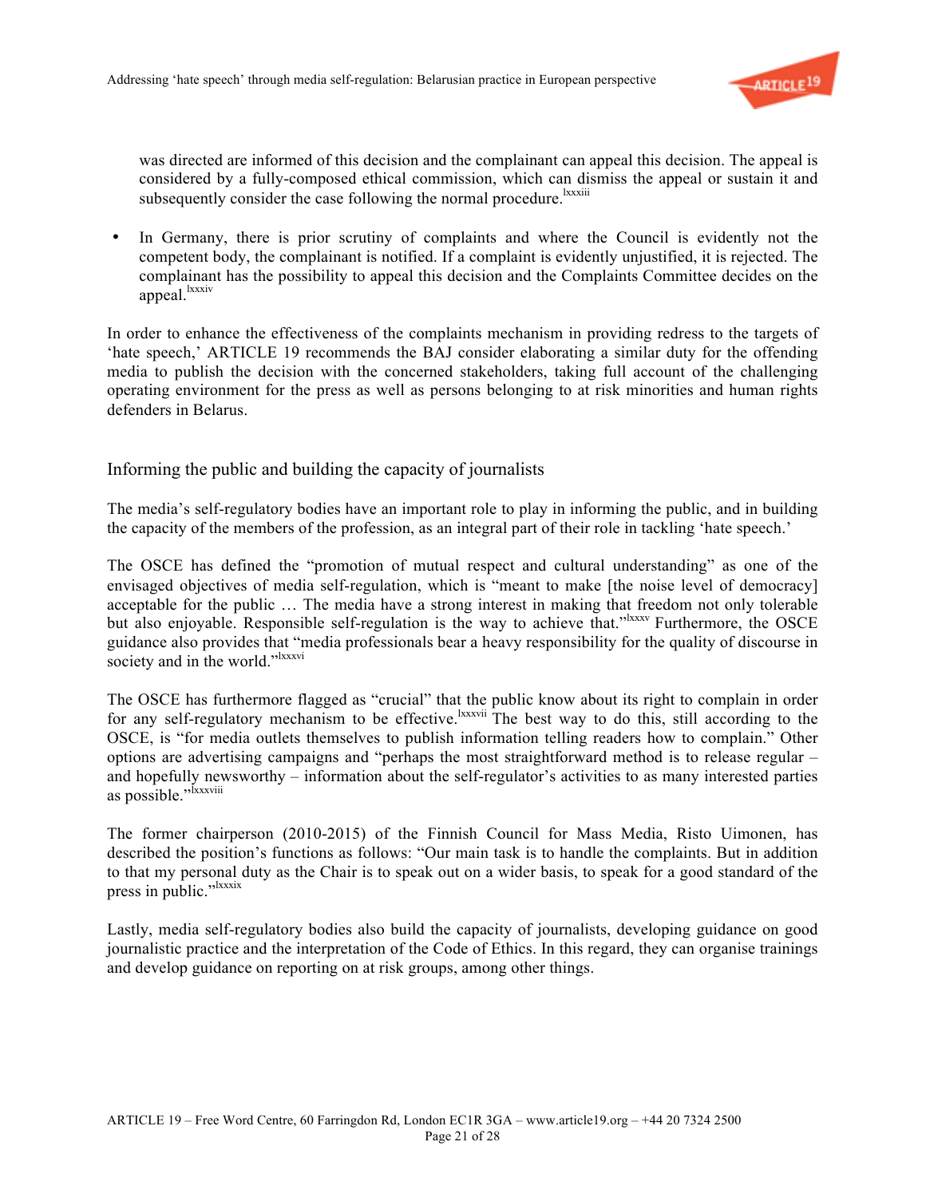was directed are informed of this decision and the complainant can appeal this decision. The appeal is considered by a fully-composed ethical commission, which can dismiss the appeal or sustain it and subsequently consider the case following the normal procedure.[lxxxiii]

- In Germany, there is prior scrutiny of complaints and where the Council is evidently not the competent body, the complainant is notified. If a complaint is evidently unjustified, it is rejected. The complainant has the possibility to appeal this decision and the Complaints Committee decides on the appeal.[lxxxiv]

In order to enhance the effectiveness of the complaints mechanism in providing redress to the targets of 'hate speech,' ARTICLE 19 recommends the BAJ consider elaborating a similar duty for the offending media to publish the decision with the concerned stakeholders, taking full account of the challenging operating environment for the press as well as persons belonging to at risk minorities and human rights defenders in Belarus.

## Informing the public and building the capacity of journalists

The media's self-regulatory bodies have an important role to play in informing the public, and in building the capacity of the members of the profession, as an integral part of their role in tackling 'hate speech.'

The OSCE has defined the "promotion of mutual respect and cultural understanding" as one of the envisaged objectives of media self-regulation, which is "meant to make [the noise level of democracy] acceptable for the public … The media have a strong interest in making that freedom not only tolerable but also enjoyable. Responsible self-regulation is the way to achieve that."[lxxxv] Furthermore, the OSCE guidance also provides that "media professionals bear a heavy responsibility for the quality of discourse in society and in the world."[lxxxvi]

The OSCE has furthermore flagged as "crucial" that the public know about its right to complain in order for any self-regulatory mechanism to be effective.[lxxxvii] The best way to do this, still according to the OSCE, is "for media outlets themselves to publish information telling readers how to complain." Other options are advertising campaigns and "perhaps the most straightforward method is to release regular – and hopefully newsworthy – information about the self-regulator's activities to as many interested parties as possible."[lxxxviii]

The former chairperson (2010-2015) of the Finnish Council for Mass Media, Risto Uimonen, has described the position's functions as follows: "Our main task is to handle the complaints. But in addition to that my personal duty as the Chair is to speak out on a wider basis, to speak for a good standard of the press in public."[lxxxix]

Lastly, media self-regulatory bodies also build the capacity of journalists, developing guidance on good journalistic practice and the interpretation of the Code of Ethics. In this regard, they can organise trainings and develop guidance on reporting on at risk groups, among other things.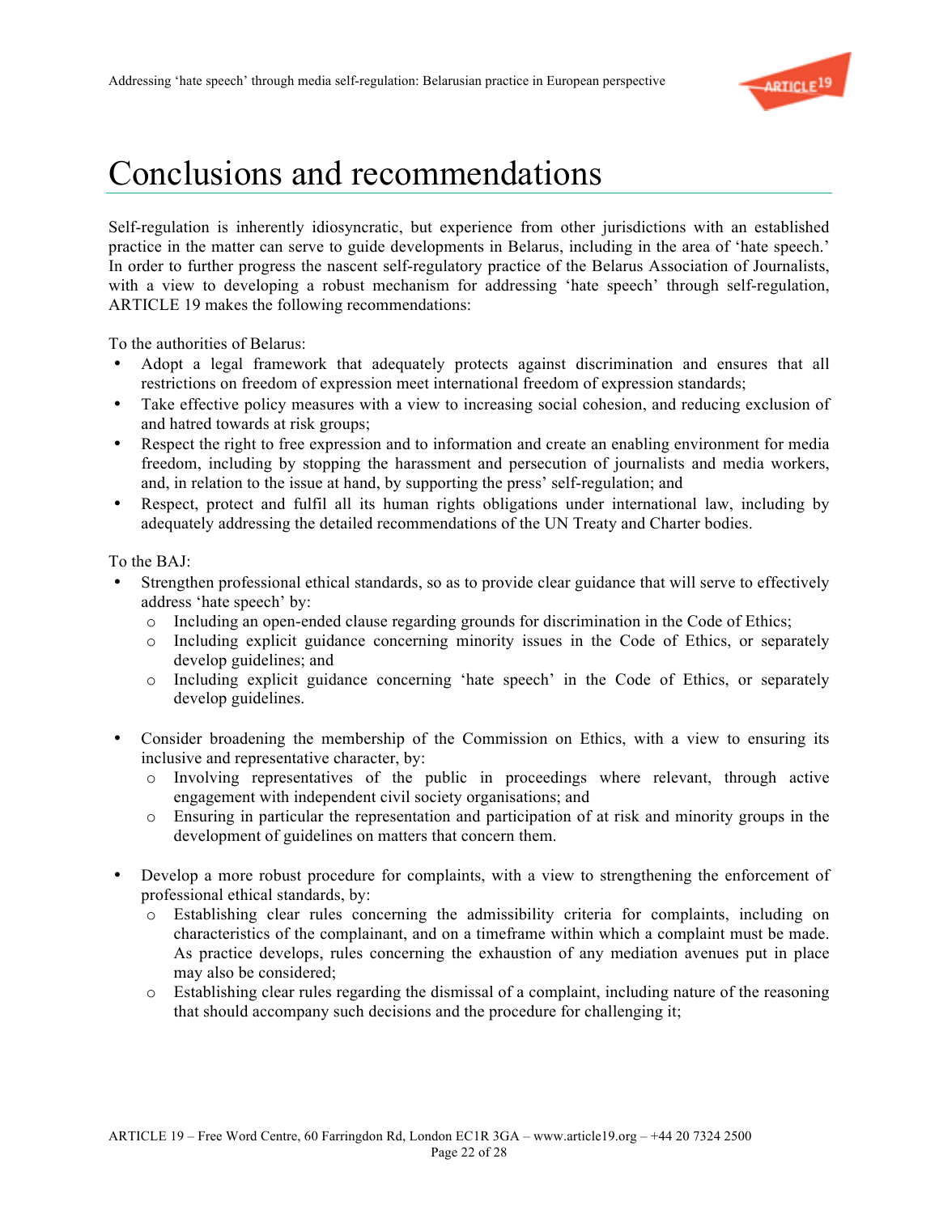# Conclusions and recommendations

Self-regulation is inherently idiosyncratic, but experience from other jurisdictions with an established practice in the matter can serve to guide developments in Belarus, including in the area of 'hate speech.' In order to further progress the nascent self-regulatory practice of the Belarus Association of Journalists, with a view to developing a robust mechanism for addressing 'hate speech' through self-regulation, ARTICLE 19 makes the following recommendations:

To the authorities of Belarus:

- Adopt a legal framework that adequately protects against discrimination and ensures that all restrictions on freedom of expression meet international freedom of expression standards;
- Take effective policy measures with a view to increasing social cohesion, and reducing exclusion of and hatred towards at risk groups;
- Respect the right to free expression and to information and create an enabling environment for media freedom, including by stopping the harassment and persecution of journalists and media workers, and, in relation to the issue at hand, by supporting the press' self-regulation; and
- Respect, protect and fulfil all its human rights obligations under international law, including by adequately addressing the detailed recommendations of the UN Treaty and Charter bodies.

To the BAJ:

- Strengthen professional ethical standards, so as to provide clear guidance that will serve to effectively address 'hate speech' by:
  - Including an open-ended clause regarding grounds for discrimination in the Code of Ethics;
  - Including explicit guidance concerning minority issues in the Code of Ethics, or separately develop guidelines; and
  - Including explicit guidance concerning 'hate speech' in the Code of Ethics, or separately develop guidelines.

- Consider broadening the membership of the Commission on Ethics, with a view to ensuring its inclusive and representative character, by:
  - Involving representatives of the public in proceedings where relevant, through active engagement with independent civil society organisations; and
  - Ensuring in particular the representation and participation of at risk and minority groups in the development of guidelines on matters that concern them.

- Develop a more robust procedure for complaints, with a view to strengthening the enforcement of professional ethical standards, by:
  - Establishing clear rules concerning the admissibility criteria for complaints, including on characteristics of the complainant, and on a timeframe within which a complaint must be made. As practice develops, rules concerning the exhaustion of any mediation avenues put in place may also be considered;
  - Establishing clear rules regarding the dismissal of a complaint, including nature of the reasoning that should accompany such decisions and the procedure for challenging it;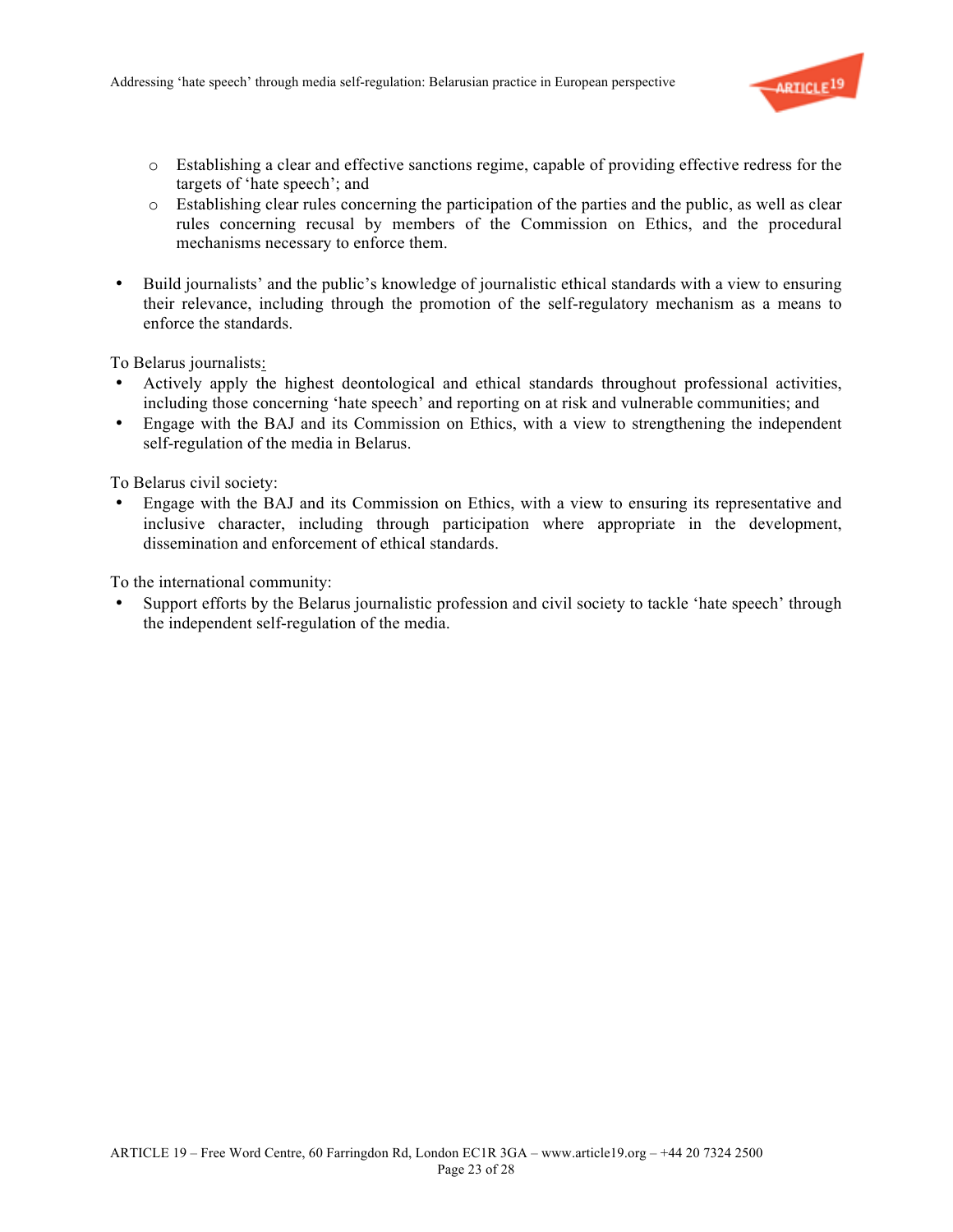- Establishing a clear and effective sanctions regime, capable of providing effective redress for the targets of 'hate speech'; and
  - Establishing clear rules concerning the participation of the parties and the public, as well as clear rules concerning recusal by members of the Commission on Ethics, and the procedural mechanisms necessary to enforce them.

- Build journalists' and the public's knowledge of journalistic ethical standards with a view to ensuring their relevance, including through the promotion of the self-regulatory mechanism as a means to enforce the standards.

To Belarus journalists:

- Actively apply the highest deontological and ethical standards throughout professional activities, including those concerning 'hate speech' and reporting on at risk and vulnerable communities; and
- Engage with the BAJ and its Commission on Ethics, with a view to strengthening the independent self-regulation of the media in Belarus.

To Belarus civil society:

- Engage with the BAJ and its Commission on Ethics, with a view to ensuring its representative and inclusive character, including through participation where appropriate in the development, dissemination and enforcement of ethical standards.

To the international community:

- Support efforts by the Belarus journalistic profession and civil society to tackle 'hate speech' through the independent self-regulation of the media.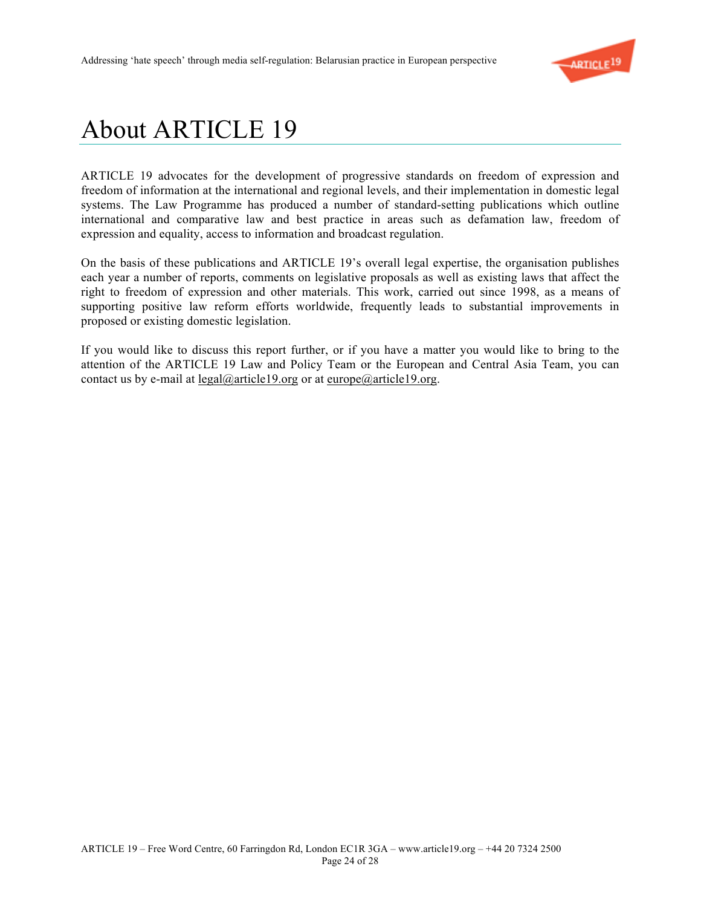# About ARTICLE 19

ARTICLE 19 advocates for the development of progressive standards on freedom of expression and freedom of information at the international and regional levels, and their implementation in domestic legal systems. The Law Programme has produced a number of standard-setting publications which outline international and comparative law and best practice in areas such as defamation law, freedom of expression and equality, access to information and broadcast regulation.

On the basis of these publications and ARTICLE 19's overall legal expertise, the organisation publishes each year a number of reports, comments on legislative proposals as well as existing laws that affect the right to freedom of expression and other materials. This work, carried out since 1998, as a means of supporting positive law reform efforts worldwide, frequently leads to substantial improvements in proposed or existing domestic legislation.

If you would like to discuss this report further, or if you have a matter you would like to bring to the attention of the ARTICLE 19 Law and Policy Team or the European and Central Asia Team, you can contact us by e-mail at legal@article19.org or at europe@article19.org.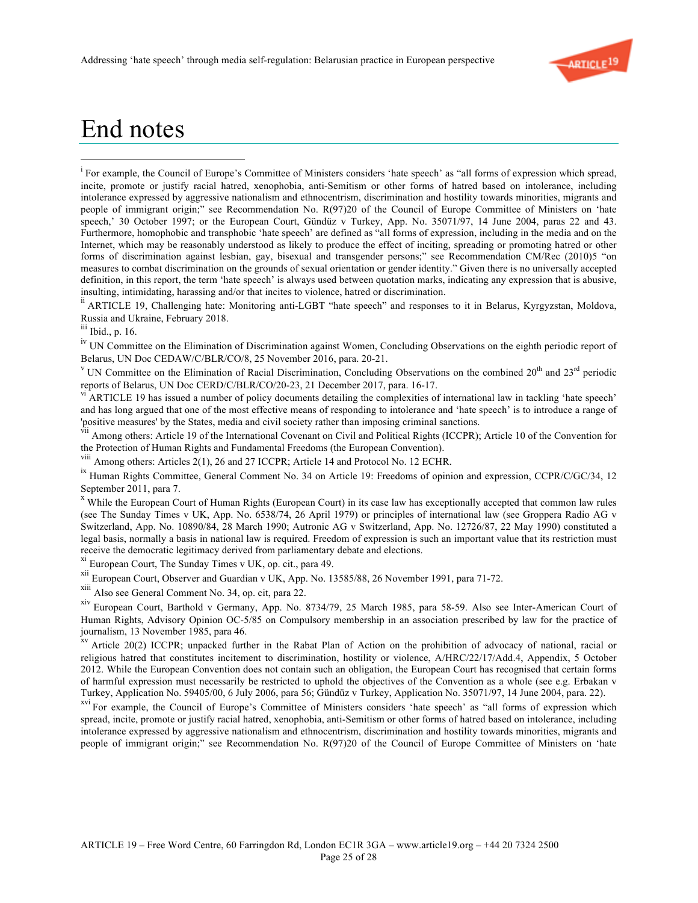# End notes

[i] For example, the Council of Europe's Committee of Ministers considers 'hate speech' as "all forms of expression which spread, incite, promote or justify racial hatred, xenophobia, anti-Semitism or other forms of hatred based on intolerance, including intolerance expressed by aggressive nationalism and ethnocentrism, discrimination and hostility towards minorities, migrants and people of immigrant origin;" see Recommendation No. R(97)20 of the Council of Europe Committee of Ministers on 'hate speech,' 30 October 1997; or the European Court, Gündüz v Turkey, App. No. 35071/97, 14 June 2004, paras 22 and 43. Furthermore, homophobic and transphobic 'hate speech' are defined as "all forms of expression, including in the media and on the Internet, which may be reasonably understood as likely to produce the effect of inciting, spreading or promoting hatred or other forms of discrimination against lesbian, gay, bisexual and transgender persons;" see Recommendation CM/Rec (2010)5 "on measures to combat discrimination on the grounds of sexual orientation or gender identity." Given there is no universally accepted definition, in this report, the term 'hate speech' is always used between quotation marks, indicating any expression that is abusive, insulting, intimidating, harassing and/or that incites to violence, hatred or discrimination.

[ii] ARTICLE 19, Challenging hate: Monitoring anti-LGBT "hate speech" and responses to it in Belarus, Kyrgyzstan, Moldova, Russia and Ukraine, February 2018.

[iii] Ibid., p. 16.

[iv] UN Committee on the Elimination of Discrimination against Women, Concluding Observations on the eighth periodic report of Belarus, UN Doc CEDAW/C/BLR/CO/8, 25 November 2016, para. 20-21.

[v] UN Committee on the Elimination of Racial Discrimination, Concluding Observations on the combined 20th and 23rd periodic reports of Belarus, UN Doc CERD/C/BLR/CO/20-23, 21 December 2017, para. 16-17.

[vi] ARTICLE 19 has issued a number of policy documents detailing the complexities of international law in tackling 'hate speech' and has long argued that one of the most effective means of responding to intolerance and 'hate speech' is to introduce a range of 'positive measures' by the States, media and civil society rather than imposing criminal sanctions.

[vii] Among others: Article 19 of the International Covenant on Civil and Political Rights (ICCPR); Article 10 of the Convention for the Protection of Human Rights and Fundamental Freedoms (the European Convention).

[viii] Among others: Articles 2(1), 26 and 27 ICCPR; Article 14 and Protocol No. 12 ECHR.

[ix] Human Rights Committee, General Comment No. 34 on Article 19: Freedoms of opinion and expression, CCPR/C/GC/34, 12 September 2011, para 7.

[x] While the European Court of Human Rights (European Court) in its case law has exceptionally accepted that common law rules (see The Sunday Times v UK, App. No. 6538/74, 26 April 1979) or principles of international law (see Groppera Radio AG v Switzerland, App. No. 10890/84, 28 March 1990; Autronic AG v Switzerland, App. No. 12726/87, 22 May 1990) constituted a legal basis, normally a basis in national law is required. Freedom of expression is such an important value that its restriction must receive the democratic legitimacy derived from parliamentary debate and elections.

[xi] European Court, The Sunday Times v UK, op. cit., para 49.

[xii] European Court, Observer and Guardian v UK, App. No. 13585/88, 26 November 1991, para 71-72.

[xiii] Also see General Comment No. 34, op. cit, para 22.

[xiv] European Court, Barthold v Germany, App. No. 8734/79, 25 March 1985, para 58-59. Also see Inter-American Court of Human Rights, Advisory Opinion OC-5/85 on Compulsory membership in an association prescribed by law for the practice of journalism, 13 November 1985, para 46.

[xv] Article 20(2) ICCPR; unpacked further in the Rabat Plan of Action on the prohibition of advocacy of national, racial or religious hatred that constitutes incitement to discrimination, hostility or violence, A/HRC/22/17/Add.4, Appendix, 5 October 2012. While the European Convention does not contain such an obligation, the European Court has recognised that certain forms of harmful expression must necessarily be restricted to uphold the objectives of the Convention as a whole (see e.g. Erbakan v Turkey, Application No. 59405/00, 6 July 2006, para 56; Gündüz v Turkey, Application No. 35071/97, 14 June 2004, para. 22).

[xvi] For example, the Council of Europe's Committee of Ministers considers 'hate speech' as "all forms of expression which spread, incite, promote or justify racial hatred, xenophobia, anti-Semitism or other forms of hatred based on intolerance, including intolerance expressed by aggressive nationalism and ethnocentrism, discrimination and hostility towards minorities, migrants and people of immigrant origin;" see Recommendation No. R(97)20 of the Council of Europe Committee of Ministers on 'hate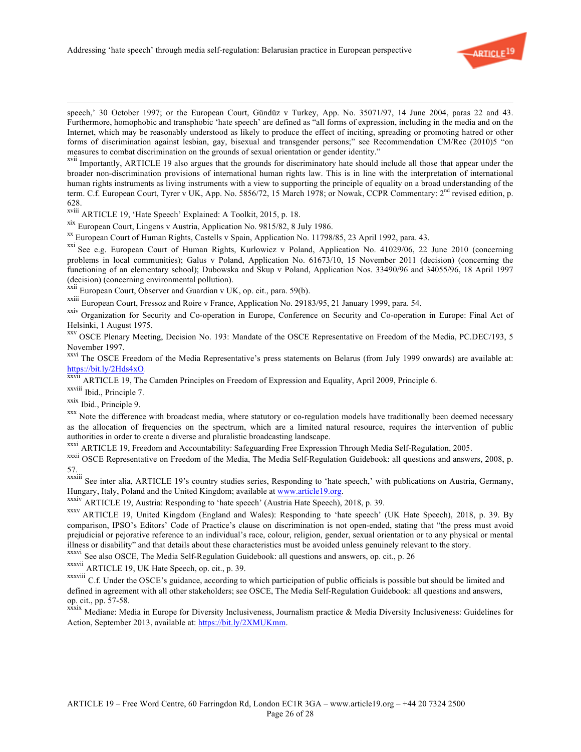speech,' 30 October 1997; or the European Court, Gündüz v Turkey, App. No. 35071/97, 14 June 2004, paras 22 and 43. Furthermore, homophobic and transphobic 'hate speech' are defined as "all forms of expression, including in the media and on the Internet, which may be reasonably understood as likely to produce the effect of inciting, spreading or promoting hatred or other forms of discrimination against lesbian, gay, bisexual and transgender persons;" see Recommendation CM/Rec (2010)5 "on measures to combat discrimination on the grounds of sexual orientation or gender identity."

[xvii] Importantly, ARTICLE 19 also argues that the grounds for discriminatory hate should include all those that appear under the broader non-discrimination provisions of international human rights law. This is in line with the interpretation of international human rights instruments as living instruments with a view to supporting the principle of equality on a broad understanding of the term. C.f. European Court, Tyrer v UK, App. No. 5856/72, 15 March 1978; or Nowak, CCPR Commentary: 2nd revised edition, p. 628.

[xviii] ARTICLE 19, 'Hate Speech' Explained: A Toolkit, 2015, p. 18.

[xix] European Court, Lingens v Austria, Application No. 9815/82, 8 July 1986.

[xx] European Court of Human Rights, Castells v Spain, Application No. 11798/85, 23 April 1992, para. 43.

[xxi] See e.g. European Court of Human Rights, Kurlowicz v Poland, Application No. 41029/06, 22 June 2010 (concerning problems in local communities); Galus v Poland, Application No. 61673/10, 15 November 2011 (decision) (concerning the functioning of an elementary school); Dubowska and Skup v Poland, Application Nos. 33490/96 and 34055/96, 18 April 1997 (decision) (concerning environmental pollution).

[xxii] European Court, Observer and Guardian v UK, op. cit., para. 59(b).

[xxiii] European Court, Fressoz and Roire v France, Application No. 29183/95, 21 January 1999, para. 54.

[xxiv] Organization for Security and Co-operation in Europe, Conference on Security and Co-operation in Europe: Final Act of Helsinki, 1 August 1975.

[xxv] OSCE Plenary Meeting, Decision No. 193: Mandate of the OSCE Representative on Freedom of the Media, PC.DEC/193, 5 November 1997.

[xxvi] The OSCE Freedom of the Media Representative's press statements on Belarus (from July 1999 onwards) are available at: https://bit.ly/2Hds4xO.

[xxvii] ARTICLE 19, The Camden Principles on Freedom of Expression and Equality, April 2009, Principle 6.

[xxviii] Ibid., Principle 7.

[xxix] Ibid., Principle 9.

[xxx] Note the difference with broadcast media, where statutory or co-regulation models have traditionally been deemed necessary as the allocation of frequencies on the spectrum, which are a limited natural resource, requires the intervention of public authorities in order to create a diverse and pluralistic broadcasting landscape.

[xxxi] ARTICLE 19, Freedom and Accountability: Safeguarding Free Expression Through Media Self-Regulation, 2005.

[xxxii] OSCE Representative on Freedom of the Media, The Media Self-Regulation Guidebook: all questions and answers, 2008, p. 57.

[xxxiii] See inter alia, ARTICLE 19's country studies series, Responding to 'hate speech,' with publications on Austria, Germany, Hungary, Italy, Poland and the United Kingdom; available at www.article19.org.

[xxxiv] ARTICLE 19, Austria: Responding to 'hate speech' (Austria Hate Speech), 2018, p. 39.

[xxxv] ARTICLE 19, United Kingdom (England and Wales): Responding to 'hate speech' (UK Hate Speech), 2018, p. 39. By comparison, IPSO's Editors' Code of Practice's clause on discrimination is not open-ended, stating that "the press must avoid prejudicial or pejorative reference to an individual's race, colour, religion, gender, sexual orientation or to any physical or mental illness or disability" and that details about these characteristics must be avoided unless genuinely relevant to the story.

[xxxvi] See also OSCE, The Media Self-Regulation Guidebook: all questions and answers, op. cit., p. 26

[xxxvii] ARTICLE 19, UK Hate Speech, op. cit., p. 39.

[xxxviii] C.f. Under the OSCE's guidance, according to which participation of public officials is possible but should be limited and defined in agreement with all other stakeholders; see OSCE, The Media Self-Regulation Guidebook: all questions and answers, op. cit., pp. 57-58.

[xxxix] Mediane: Media in Europe for Diversity Inclusiveness, Journalism practice & Media Diversity Inclusiveness: Guidelines for Action, September 2013, available at: https://bit.ly/2XMUKmm.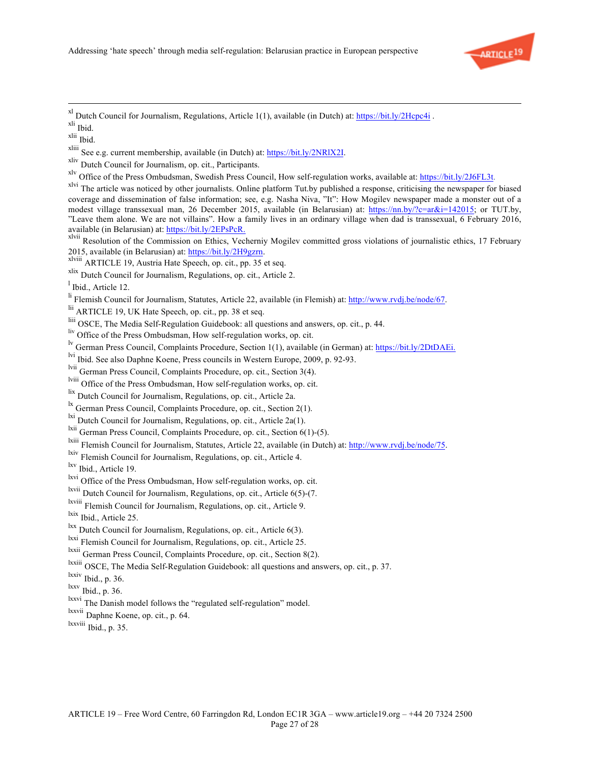[xl] Dutch Council for Journalism, Regulations, Article 1(1), available (in Dutch) at: https://bit.ly/2Hcpc4i .

[xli] Ibid.

[xlii] Ibid.

[xliii] See e.g. current membership, available (in Dutch) at: https://bit.ly/2NRlX2I.

[xliv] Dutch Council for Journalism, op. cit., Participants.

[xlv] Office of the Press Ombudsman, Swedish Press Council, How self-regulation works, available at: https://bit.ly/2J6FL3t.

[xlvi] The article was noticed by other journalists. Online platform Tut.by published a response, criticising the newspaper for biased coverage and dissemination of false information; see, e.g. Nasha Niva, "It": How Mogilev newspaper made a monster out of a modest village transsexual man, 26 December 2015, available (in Belarusian) at: https://nn.by/?c=ar&i=142015; or TUT.by, "Leave them alone. We are not villains". How a family lives in an ordinary village when dad is transsexual, 6 February 2016, available (in Belarusian) at: https://bit.ly/2EPsPcR.

[xlvii] Resolution of the Commission on Ethics, Vecherniy Mogilev committed gross violations of journalistic ethics, 17 February 2015, available (in Belarusian) at: https://bit.ly/2H9gzrn.

[xlviii] ARTICLE 19, Austria Hate Speech, op. cit., pp. 35 et seq.

[xlix] Dutch Council for Journalism, Regulations, op. cit., Article 2.

[l] Ibid., Article 12.

[li] Flemish Council for Journalism, Statutes, Article 22, available (in Flemish) at: http://www.rvdj.be/node/67.

[lii] ARTICLE 19, UK Hate Speech, op. cit., pp. 38 et seq.

[liii] OSCE, The Media Self-Regulation Guidebook: all questions and answers, op. cit., p. 44.

[liv] Office of the Press Ombudsman, How self-regulation works, op. cit.

[lv] German Press Council, Complaints Procedure, Section 1(1), available (in German) at: https://bit.ly/2DtDAEi.

[lvi] Ibid. See also Daphne Koene, Press councils in Western Europe, 2009, p. 92-93.

[lvii] German Press Council, Complaints Procedure, op. cit., Section 3(4).

[lviii] Office of the Press Ombudsman, How self-regulation works, op. cit.

[lix] Dutch Council for Journalism, Regulations, op. cit., Article 2a.

[lx] German Press Council, Complaints Procedure, op. cit., Section 2(1).

[lxi] Dutch Council for Journalism, Regulations, op. cit., Article 2a(1).

[lxii] German Press Council, Complaints Procedure, op. cit., Section 6(1)-(5).

[lxiii] Flemish Council for Journalism, Statutes, Article 22, available (in Dutch) at: http://www.rvdj.be/node/75.

[lxiv] Flemish Council for Journalism, Regulations, op. cit., Article 4.

[lxv] Ibid., Article 19.

[lxvi] Office of the Press Ombudsman, How self-regulation works, op. cit.

[lxvii] Dutch Council for Journalism, Regulations, op. cit., Article 6(5)-(7.

[lxviii] Flemish Council for Journalism, Regulations, op. cit., Article 9.

[lxix] Ibid., Article 25.

[lxx] Dutch Council for Journalism, Regulations, op. cit., Article 6(3).

[lxxi] Flemish Council for Journalism, Regulations, op. cit., Article 25.

[lxxii] German Press Council, Complaints Procedure, op. cit., Section 8(2).

[lxxiii] OSCE, The Media Self-Regulation Guidebook: all questions and answers, op. cit., p. 37.

[lxxiv] Ibid., p. 36.

[lxxv] Ibid., p. 36.

[lxxvi] The Danish model follows the "regulated self-regulation" model.

[lxxvii] Daphne Koene, op. cit., p. 64.

[lxxviii] Ibid., p. 35.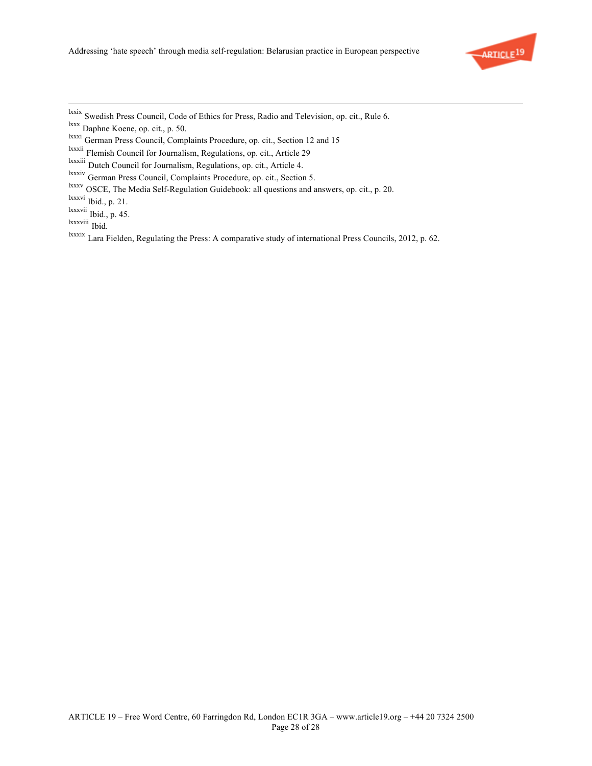[lxxix] Swedish Press Council, Code of Ethics for Press, Radio and Television, op. cit., Rule 6.

[lxxx] Daphne Koene, op. cit., p. 50.

[lxxxi] German Press Council, Complaints Procedure, op. cit., Section 12 and 15

[lxxxii] Flemish Council for Journalism, Regulations, op. cit., Article 29

[lxxxiii] Dutch Council for Journalism, Regulations, op. cit., Article 4.

[lxxxiv] German Press Council, Complaints Procedure, op. cit., Section 5.

[lxxxv] OSCE, The Media Self-Regulation Guidebook: all questions and answers, op. cit., p. 20.

[lxxxvi] Ibid., p. 21.

[lxxxvii] Ibid., p. 45.

[lxxxviii] Ibid.

[lxxxix] Lara Fielden, Regulating the Press: A comparative study of international Press Councils, 2012, p. 62.